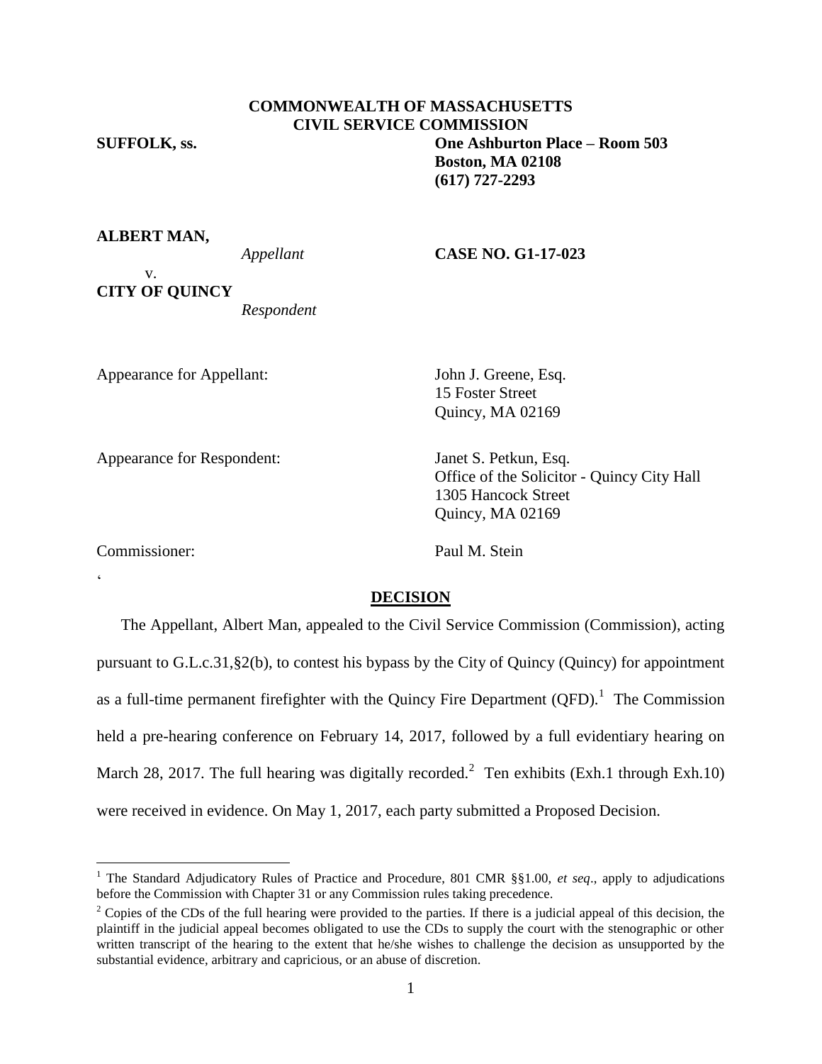**COMMONWEALTH OF MASSACHUSETTS**
**CIVIL SERVICE COMMISSION**

**SUFFOLK, ss.**

**One Ashburton Place – Room 503**
**Boston, MA 02108**
**(617) 727-2293**

**ALBERT MAN,**
*Appellant*

v.

**CITY OF QUINCY**
*Respondent*

**CASE NO. G1-17-023**

Appearance for Appellant: John J. Greene, Esq.
15 Foster Street
Quincy, MA 02169

Appearance for Respondent: Janet S. Petkun, Esq.
Office of the Solicitor - Quincy City Hall
1305 Hancock Street
Quincy, MA 02169

Commissioner: Paul M. Stein

## DECISION

The Appellant, Albert Man, appealed to the Civil Service Commission (Commission), acting pursuant to G.L.c.31,§2(b), to contest his bypass by the City of Quincy (Quincy) for appointment as a full-time permanent firefighter with the Quincy Fire Department (QFD).[1] The Commission held a pre-hearing conference on February 14, 2017, followed by a full evidentiary hearing on March 28, 2017. The full hearing was digitally recorded.[2] Ten exhibits (Exh.1 through Exh.10) were received in evidence. On May 1, 2017, each party submitted a Proposed Decision.

---

[1] The Standard Adjudicatory Rules of Practice and Procedure, 801 CMR §§1.00, *et seq*., apply to adjudications before the Commission with Chapter 31 or any Commission rules taking precedence.

[2] Copies of the CDs of the full hearing were provided to the parties. If there is a judicial appeal of this decision, the plaintiff in the judicial appeal becomes obligated to use the CDs to supply the court with the stenographic or other written transcript of the hearing to the extent that he/she wishes to challenge the decision as unsupported by the substantial evidence, arbitrary and capricious, or an abuse of discretion.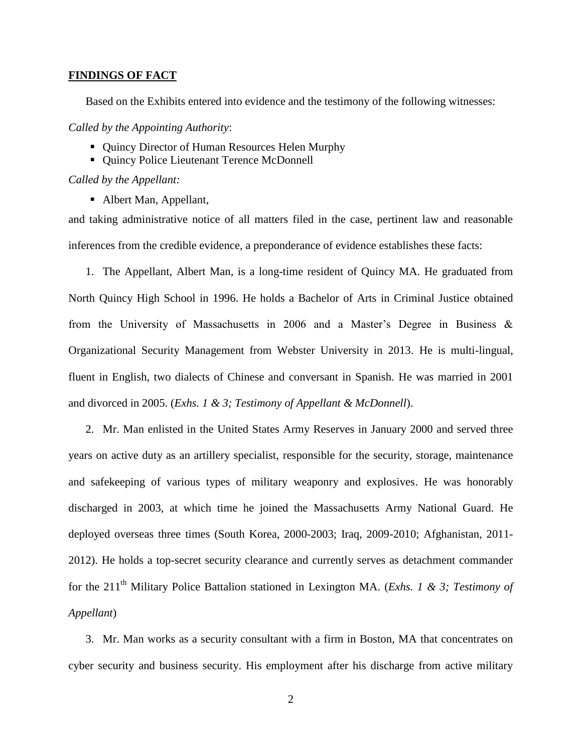## FINDINGS OF FACT

Based on the Exhibits entered into evidence and the testimony of the following witnesses:

*Called by the Appointing Authority*:

- Quincy Director of Human Resources Helen Murphy
- Quincy Police Lieutenant Terence McDonnell

*Called by the Appellant:*

- Albert Man, Appellant,

and taking administrative notice of all matters filed in the case, pertinent law and reasonable inferences from the credible evidence, a preponderance of evidence establishes these facts:

1. The Appellant, Albert Man, is a long-time resident of Quincy MA. He graduated from North Quincy High School in 1996. He holds a Bachelor of Arts in Criminal Justice obtained from the University of Massachusetts in 2006 and a Master's Degree in Business & Organizational Security Management from Webster University in 2013. He is multi-lingual, fluent in English, two dialects of Chinese and conversant in Spanish. He was married in 2001 and divorced in 2005. (*Exhs. 1 & 3; Testimony of Appellant & McDonnell*).

2. Mr. Man enlisted in the United States Army Reserves in January 2000 and served three years on active duty as an artillery specialist, responsible for the security, storage, maintenance and safekeeping of various types of military weaponry and explosives. He was honorably discharged in 2003, at which time he joined the Massachusetts Army National Guard. He deployed overseas three times (South Korea, 2000-2003; Iraq, 2009-2010; Afghanistan, 2011-2012). He holds a top-secret security clearance and currently serves as detachment commander for the 211th Military Police Battalion stationed in Lexington MA. (*Exhs. 1 & 3; Testimony of Appellant*)

3. Mr. Man works as a security consultant with a firm in Boston, MA that concentrates on cyber security and business security. His employment after his discharge from active military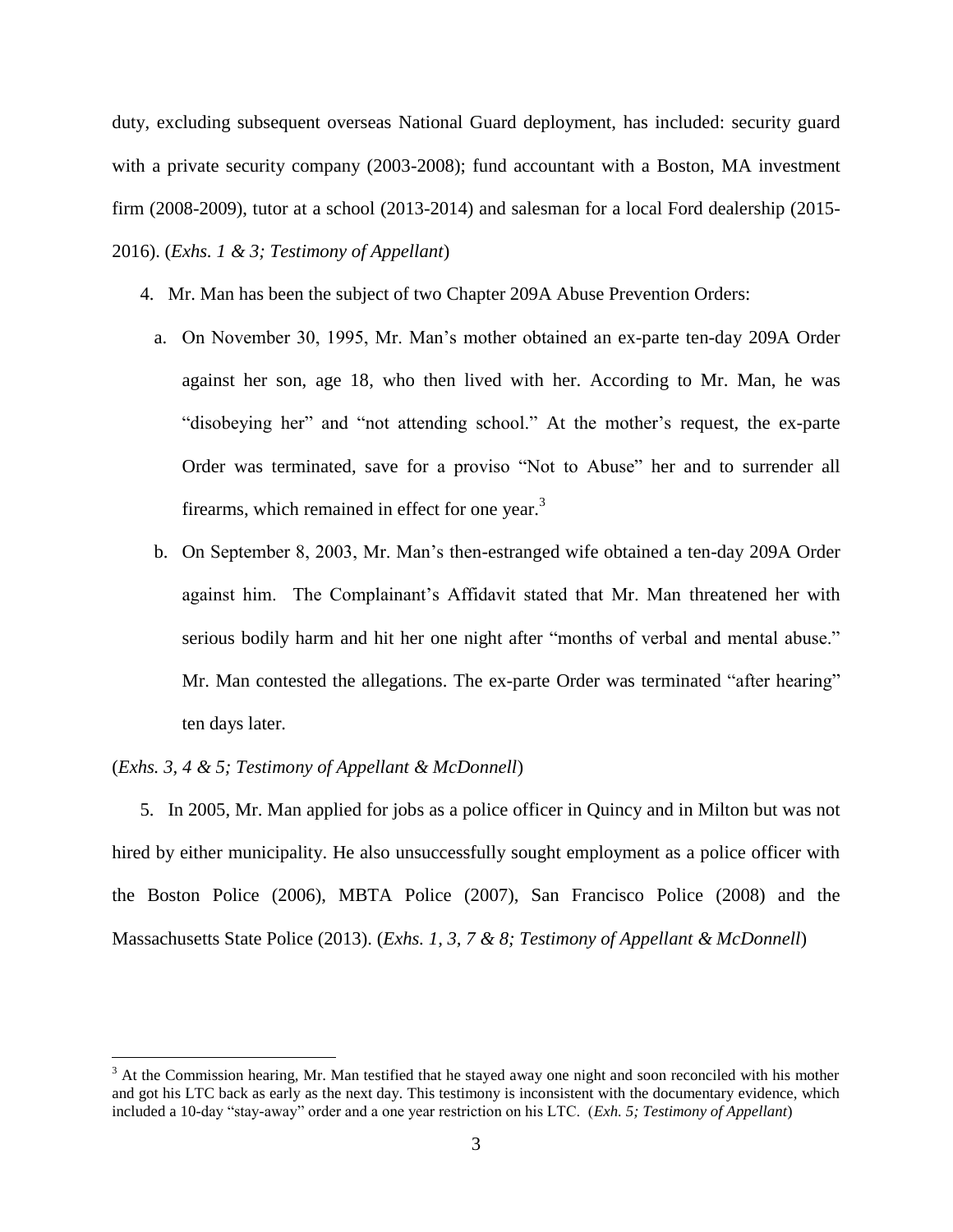duty, excluding subsequent overseas National Guard deployment, has included: security guard with a private security company (2003-2008); fund accountant with a Boston, MA investment firm (2008-2009), tutor at a school (2013-2014) and salesman for a local Ford dealership (2015-2016). (*Exhs. 1 & 3; Testimony of Appellant*)

4. Mr. Man has been the subject of two Chapter 209A Abuse Prevention Orders:

   a. On November 30, 1995, Mr. Man's mother obtained an ex-parte ten-day 209A Order against her son, age 18, who then lived with her. According to Mr. Man, he was "disobeying her" and "not attending school." At the mother's request, the ex-parte Order was terminated, save for a proviso "Not to Abuse" her and to surrender all firearms, which remained in effect for one year.[3]

   b. On September 8, 2003, Mr. Man's then-estranged wife obtained a ten-day 209A Order against him. The Complainant's Affidavit stated that Mr. Man threatened her with serious bodily harm and hit her one night after "months of verbal and mental abuse." Mr. Man contested the allegations. The ex-parte Order was terminated "after hearing" ten days later.

(*Exhs. 3, 4 & 5; Testimony of Appellant & McDonnell*)

5. In 2005, Mr. Man applied for jobs as a police officer in Quincy and in Milton but was not hired by either municipality. He also unsuccessfully sought employment as a police officer with the Boston Police (2006), MBTA Police (2007), San Francisco Police (2008) and the Massachusetts State Police (2013). (*Exhs. 1, 3, 7 & 8; Testimony of Appellant & McDonnell*)

---

[3] At the Commission hearing, Mr. Man testified that he stayed away one night and soon reconciled with his mother and got his LTC back as early as the next day. This testimony is inconsistent with the documentary evidence, which included a 10-day "stay-away" order and a one year restriction on his LTC. (*Exh. 5; Testimony of Appellant*)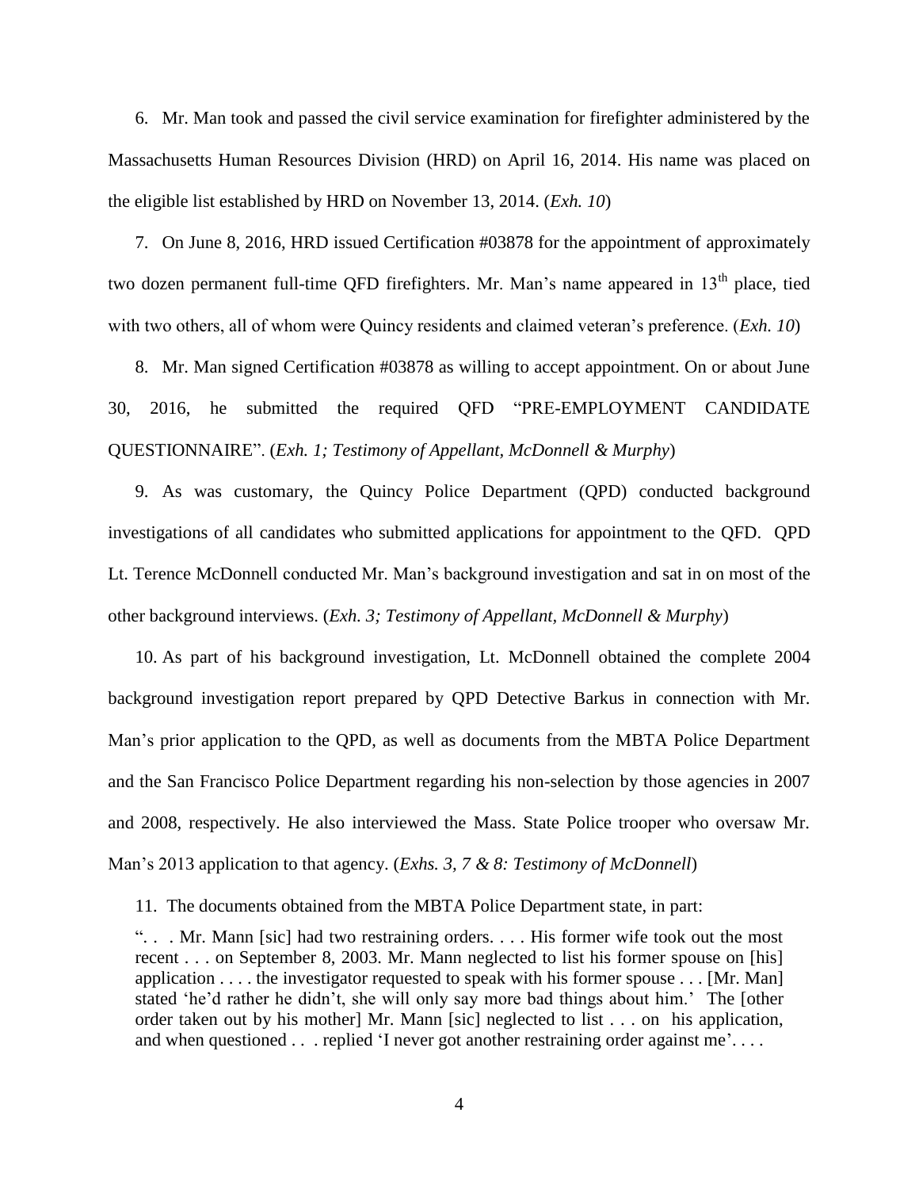6. Mr. Man took and passed the civil service examination for firefighter administered by the Massachusetts Human Resources Division (HRD) on April 16, 2014. His name was placed on the eligible list established by HRD on November 13, 2014. (*Exh. 10*)

7. On June 8, 2016, HRD issued Certification #03878 for the appointment of approximately two dozen permanent full-time QFD firefighters. Mr. Man's name appeared in 13th place, tied with two others, all of whom were Quincy residents and claimed veteran's preference. (*Exh. 10*)

8. Mr. Man signed Certification #03878 as willing to accept appointment. On or about June 30, 2016, he submitted the required QFD "PRE-EMPLOYMENT CANDIDATE QUESTIONNAIRE". (*Exh. 1; Testimony of Appellant, McDonnell & Murphy*)

9. As was customary, the Quincy Police Department (QPD) conducted background investigations of all candidates who submitted applications for appointment to the QFD. QPD Lt. Terence McDonnell conducted Mr. Man's background investigation and sat in on most of the other background interviews. (*Exh. 3; Testimony of Appellant, McDonnell & Murphy*)

10. As part of his background investigation, Lt. McDonnell obtained the complete 2004 background investigation report prepared by QPD Detective Barkus in connection with Mr. Man's prior application to the QPD, as well as documents from the MBTA Police Department and the San Francisco Police Department regarding his non-selection by those agencies in 2007 and 2008, respectively. He also interviewed the Mass. State Police trooper who oversaw Mr. Man's 2013 application to that agency. (*Exhs. 3, 7 & 8: Testimony of McDonnell*)

11. The documents obtained from the MBTA Police Department state, in part:

> ". . . Mr. Mann [sic] had two restraining orders. . . . His former wife took out the most recent . . . on September 8, 2003. Mr. Mann neglected to list his former spouse on [his] application . . . . the investigator requested to speak with his former spouse . . . [Mr. Man] stated 'he'd rather he didn't, she will only say more bad things about him.' The [other order taken out by his mother] Mr. Mann [sic] neglected to list . . . on his application, and when questioned . . . replied 'I never got another restraining order against me'. . . .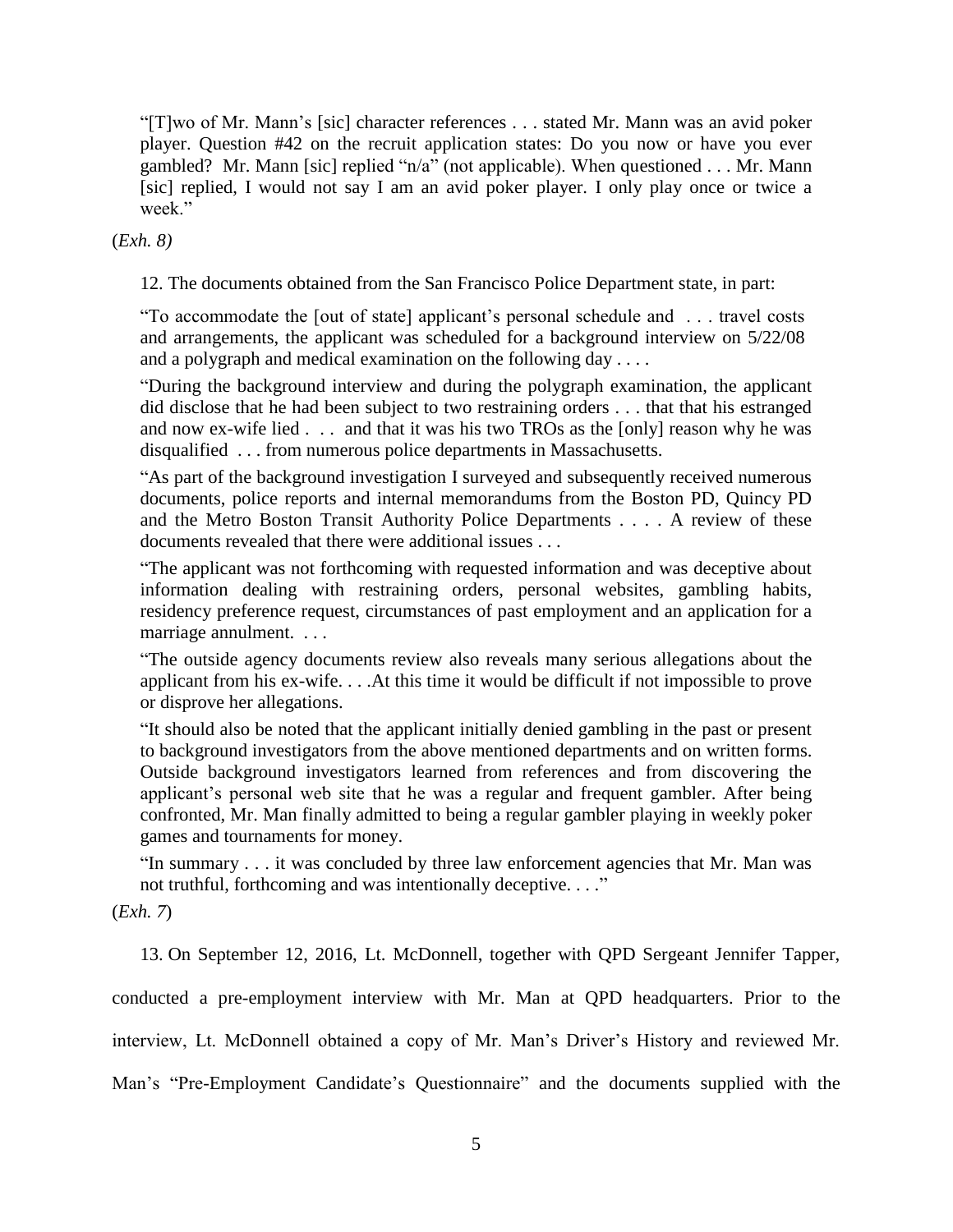"[T]wo of Mr. Mann's [sic] character references . . . stated Mr. Mann was an avid poker player. Question #42 on the recruit application states: Do you now or have you ever gambled? Mr. Mann [sic] replied "n/a" (not applicable). When questioned . . . Mr. Mann [sic] replied, I would not say I am an avid poker player. I only play once or twice a week."

(*Exh. 8)*

12. The documents obtained from the San Francisco Police Department state, in part:

"To accommodate the [out of state] applicant's personal schedule and . . . travel costs and arrangements, the applicant was scheduled for a background interview on 5/22/08 and a polygraph and medical examination on the following day . . . .

"During the background interview and during the polygraph examination, the applicant did disclose that he had been subject to two restraining orders . . . that that his estranged and now ex-wife lied . . . and that it was his two TROs as the [only] reason why he was disqualified . . . from numerous police departments in Massachusetts.

"As part of the background investigation I surveyed and subsequently received numerous documents, police reports and internal memorandums from the Boston PD, Quincy PD and the Metro Boston Transit Authority Police Departments . . . . A review of these documents revealed that there were additional issues . . .

"The applicant was not forthcoming with requested information and was deceptive about information dealing with restraining orders, personal websites, gambling habits, residency preference request, circumstances of past employment and an application for a marriage annulment. . . .

"The outside agency documents review also reveals many serious allegations about the applicant from his ex-wife. . . .At this time it would be difficult if not impossible to prove or disprove her allegations.

"It should also be noted that the applicant initially denied gambling in the past or present to background investigators from the above mentioned departments and on written forms. Outside background investigators learned from references and from discovering the applicant's personal web site that he was a regular and frequent gambler. After being confronted, Mr. Man finally admitted to being a regular gambler playing in weekly poker games and tournaments for money.

"In summary . . . it was concluded by three law enforcement agencies that Mr. Man was not truthful, forthcoming and was intentionally deceptive. . . ."

(*Exh. 7*)

13. On September 12, 2016, Lt. McDonnell, together with QPD Sergeant Jennifer Tapper, conducted a pre-employment interview with Mr. Man at QPD headquarters. Prior to the interview, Lt. McDonnell obtained a copy of Mr. Man's Driver's History and reviewed Mr. Man's "Pre-Employment Candidate's Questionnaire" and the documents supplied with the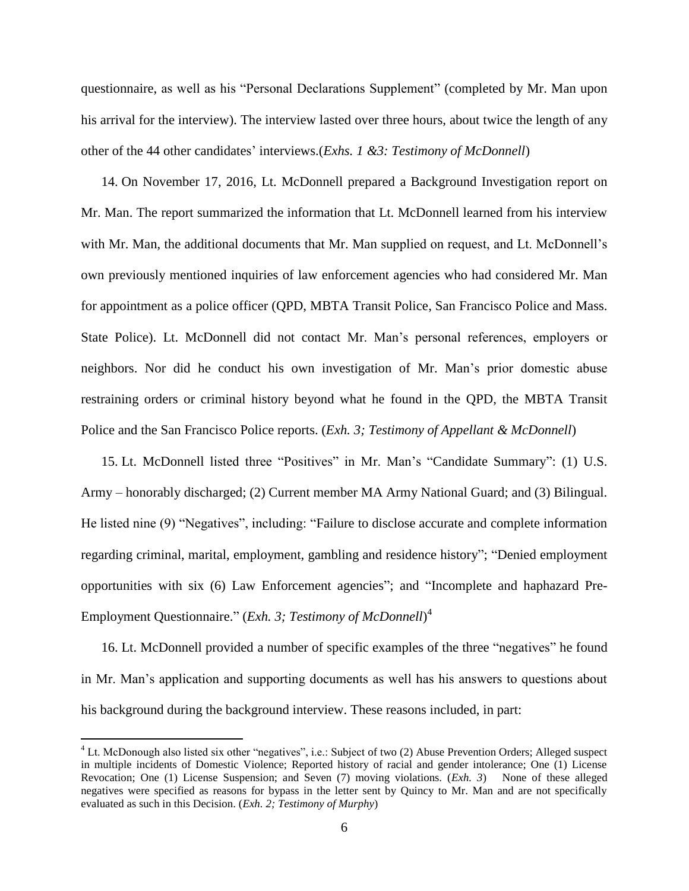questionnaire, as well as his "Personal Declarations Supplement" (completed by Mr. Man upon his arrival for the interview). The interview lasted over three hours, about twice the length of any other of the 44 other candidates' interviews.(*Exhs. 1 &3: Testimony of McDonnell*)

14. On November 17, 2016, Lt. McDonnell prepared a Background Investigation report on Mr. Man. The report summarized the information that Lt. McDonnell learned from his interview with Mr. Man, the additional documents that Mr. Man supplied on request, and Lt. McDonnell's own previously mentioned inquiries of law enforcement agencies who had considered Mr. Man for appointment as a police officer (QPD, MBTA Transit Police, San Francisco Police and Mass. State Police). Lt. McDonnell did not contact Mr. Man's personal references, employers or neighbors. Nor did he conduct his own investigation of Mr. Man's prior domestic abuse restraining orders or criminal history beyond what he found in the QPD, the MBTA Transit Police and the San Francisco Police reports. (*Exh. 3; Testimony of Appellant & McDonnell*)

15. Lt. McDonnell listed three "Positives" in Mr. Man's "Candidate Summary": (1) U.S. Army – honorably discharged; (2) Current member MA Army National Guard; and (3) Bilingual. He listed nine (9) "Negatives", including: "Failure to disclose accurate and complete information regarding criminal, marital, employment, gambling and residence history"; "Denied employment opportunities with six (6) Law Enforcement agencies"; and "Incomplete and haphazard Pre-Employment Questionnaire." (*Exh. 3; Testimony of McDonnell*)[4]

16. Lt. McDonnell provided a number of specific examples of the three "negatives" he found in Mr. Man's application and supporting documents as well has his answers to questions about his background during the background interview. These reasons included, in part:

---

[4] Lt. McDonough also listed six other "negatives", i.e.: Subject of two (2) Abuse Prevention Orders; Alleged suspect in multiple incidents of Domestic Violence; Reported history of racial and gender intolerance; One (1) License Revocation; One (1) License Suspension; and Seven (7) moving violations. (*Exh. 3*) None of these alleged negatives were specified as reasons for bypass in the letter sent by Quincy to Mr. Man and are not specifically evaluated as such in this Decision. (*Exh. 2; Testimony of Murphy*)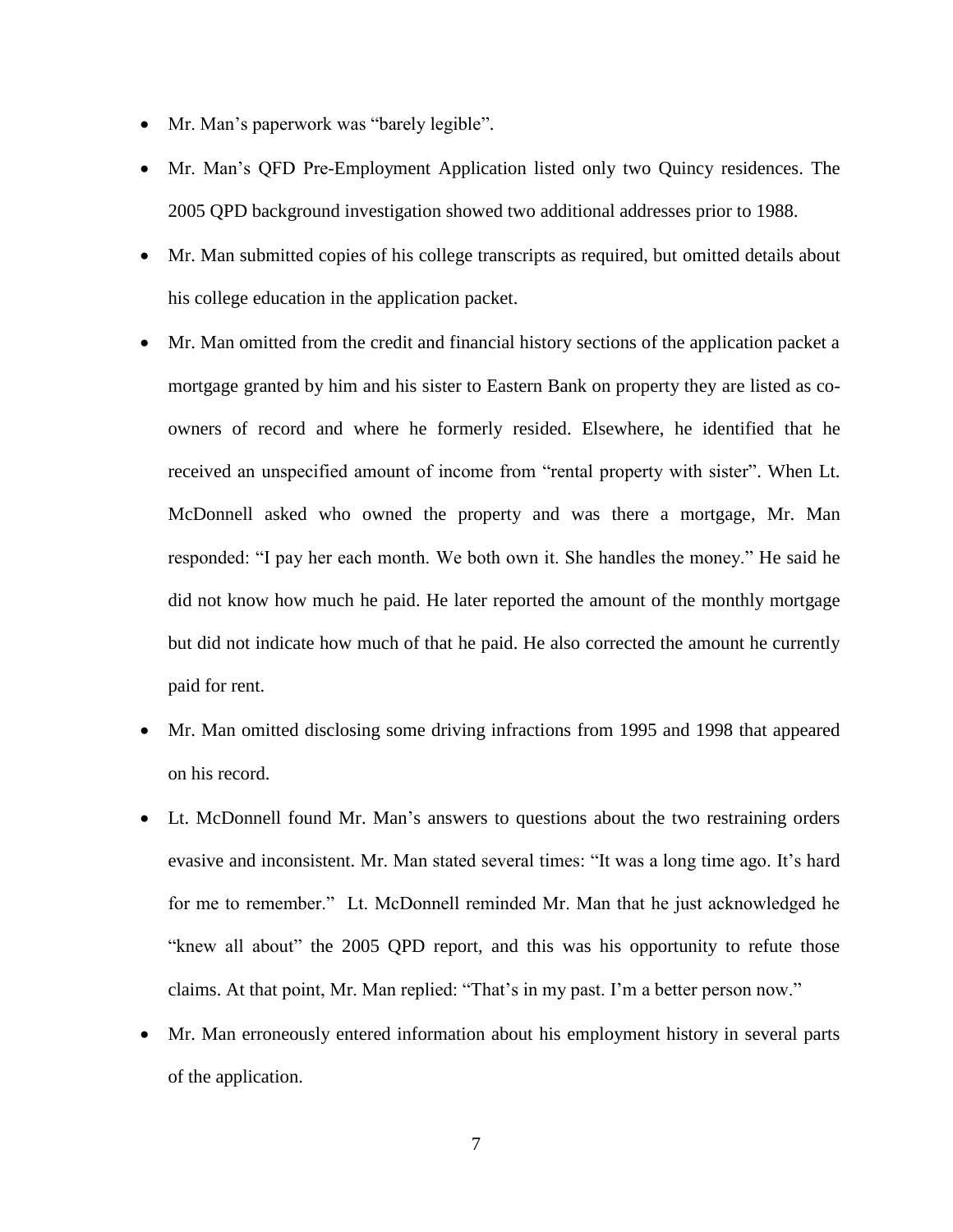- Mr. Man's paperwork was "barely legible".
- Mr. Man's QFD Pre-Employment Application listed only two Quincy residences. The 2005 QPD background investigation showed two additional addresses prior to 1988.
- Mr. Man submitted copies of his college transcripts as required, but omitted details about his college education in the application packet.
- Mr. Man omitted from the credit and financial history sections of the application packet a mortgage granted by him and his sister to Eastern Bank on property they are listed as co-owners of record and where he formerly resided. Elsewhere, he identified that he received an unspecified amount of income from "rental property with sister". When Lt. McDonnell asked who owned the property and was there a mortgage, Mr. Man responded: "I pay her each month. We both own it. She handles the money." He said he did not know how much he paid. He later reported the amount of the monthly mortgage but did not indicate how much of that he paid. He also corrected the amount he currently paid for rent.
- Mr. Man omitted disclosing some driving infractions from 1995 and 1998 that appeared on his record.
- Lt. McDonnell found Mr. Man's answers to questions about the two restraining orders evasive and inconsistent. Mr. Man stated several times: "It was a long time ago. It's hard for me to remember." Lt. McDonnell reminded Mr. Man that he just acknowledged he "knew all about" the 2005 QPD report, and this was his opportunity to refute those claims. At that point, Mr. Man replied: "That's in my past. I'm a better person now."
- Mr. Man erroneously entered information about his employment history in several parts of the application.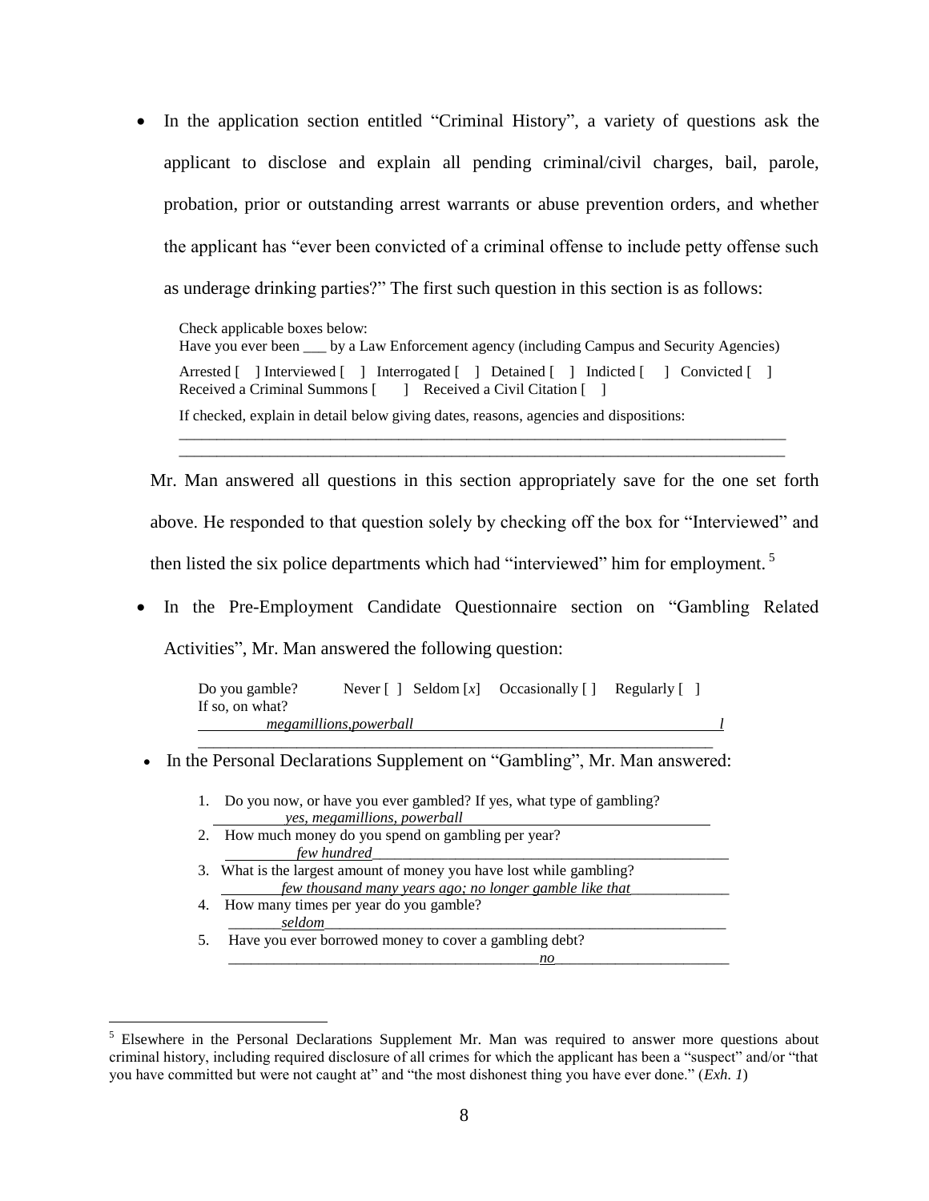- In the application section entitled "Criminal History", a variety of questions ask the applicant to disclose and explain all pending criminal/civil charges, bail, parole, probation, prior or outstanding arrest warrants or abuse prevention orders, and whether the applicant has "ever been convicted of a criminal offense to include petty offense such as underage drinking parties?" The first such question in this section is as follows:

  > Check applicable boxes below:
  > Have you ever been ___ by a Law Enforcement agency (including Campus and Security Agencies)
  >
  > Arrested [ ] Interviewed [ ] Interrogated [ ] Detained [ ] Indicted [ ] Convicted [ ]
  > Received a Criminal Summons [ ] Received a Civil Citation [ ]
  >
  > If checked, explain in detail below giving dates, reasons, agencies and dispositions:
  > ______________________________________________________________________________
  > ______________________________________________________________________________

  Mr. Man answered all questions in this section appropriately save for the one set forth above. He responded to that question solely by checking off the box for "Interviewed" and then listed the six police departments which had "interviewed" him for employment.[5]

- In the Pre-Employment Candidate Questionnaire section on "Gambling Related Activities", Mr. Man answered the following question:

  > Do you gamble? Never [ ] Seldom [*x*] Occasionally [ ] Regularly [ ]
  > If so, on what?
  > *megamillions,powerball* *l*
  > ______________________________________________________________________________

- In the Personal Declarations Supplement on "Gambling", Mr. Man answered:

  > 1. Do you now, or have you ever gambled? If yes, what type of gambling?
  >    *yes, megamillions, powerball*
  > 2. How much money do you spend on gambling per year?
  >    *few hundred*
  > 3. What is the largest amount of money you have lost while gambling?
  >    *few thousand many years ago; no longer gamble like that*
  > 4. How many times per year do you gamble?
  >    *seldom*
  > 5. Have you ever borrowed money to cover a gambling debt?
  >    *no*

---

[5] Elsewhere in the Personal Declarations Supplement Mr. Man was required to answer more questions about criminal history, including required disclosure of all crimes for which the applicant has been a "suspect" and/or "that you have committed but were not caught at" and "the most dishonest thing you have ever done." (*Exh. 1*)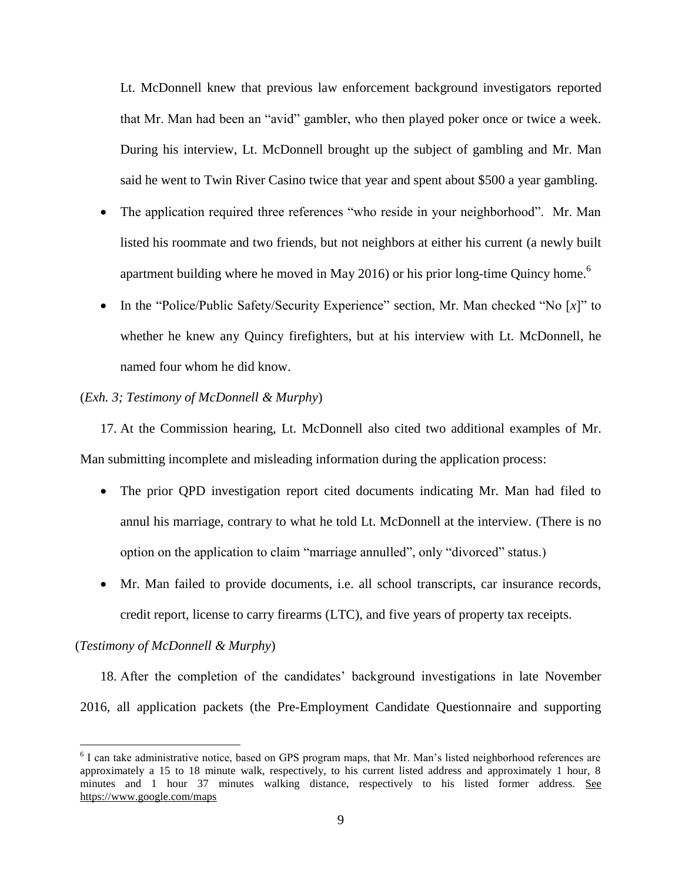Lt. McDonnell knew that previous law enforcement background investigators reported that Mr. Man had been an "avid" gambler, who then played poker once or twice a week. During his interview, Lt. McDonnell brought up the subject of gambling and Mr. Man said he went to Twin River Casino twice that year and spent about $500 a year gambling.

- The application required three references "who reside in your neighborhood". Mr. Man listed his roommate and two friends, but not neighbors at either his current (a newly built apartment building where he moved in May 2016) or his prior long-time Quincy home.[6]
- In the "Police/Public Safety/Security Experience" section, Mr. Man checked "No [*x*]" to whether he knew any Quincy firefighters, but at his interview with Lt. McDonnell, he named four whom he did know.

(*Exh. 3; Testimony of McDonnell & Murphy*)

17. At the Commission hearing, Lt. McDonnell also cited two additional examples of Mr. Man submitting incomplete and misleading information during the application process:

- The prior QPD investigation report cited documents indicating Mr. Man had filed to annul his marriage, contrary to what he told Lt. McDonnell at the interview. (There is no option on the application to claim "marriage annulled", only "divorced" status.)
- Mr. Man failed to provide documents, i.e. all school transcripts, car insurance records, credit report, license to carry firearms (LTC), and five years of property tax receipts.

(*Testimony of McDonnell & Murphy*)

18. After the completion of the candidates' background investigations in late November 2016, all application packets (the Pre-Employment Candidate Questionnaire and supporting

---

[6] I can take administrative notice, based on GPS program maps, that Mr. Man's listed neighborhood references are approximately a 15 to 18 minute walk, respectively, to his current listed address and approximately 1 hour, 8 minutes and 1 hour 37 minutes walking distance, respectively to his listed former address. See https://www.google.com/maps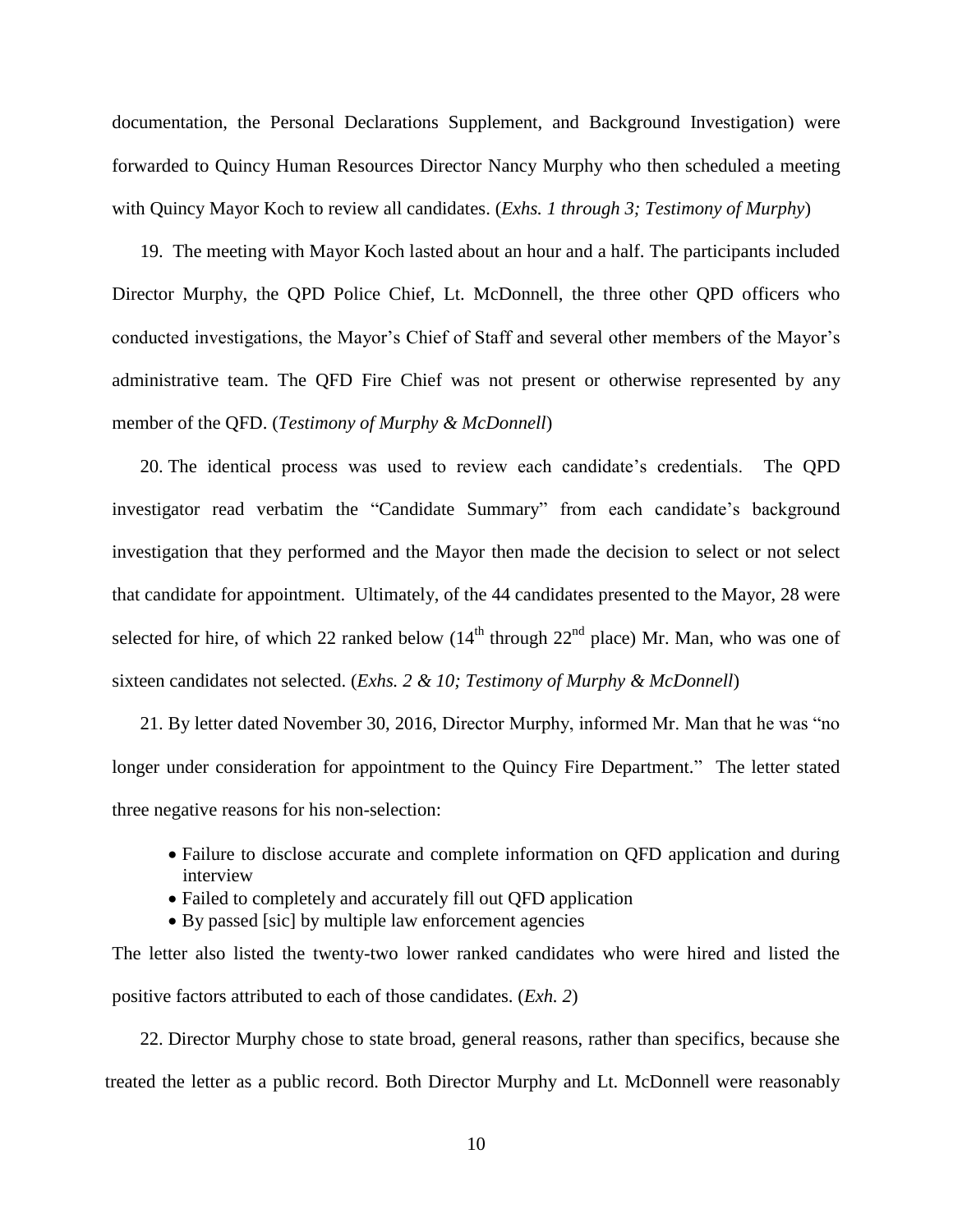documentation, the Personal Declarations Supplement, and Background Investigation) were forwarded to Quincy Human Resources Director Nancy Murphy who then scheduled a meeting with Quincy Mayor Koch to review all candidates. (*Exhs. 1 through 3; Testimony of Murphy*)

19. The meeting with Mayor Koch lasted about an hour and a half. The participants included Director Murphy, the QPD Police Chief, Lt. McDonnell, the three other QPD officers who conducted investigations, the Mayor's Chief of Staff and several other members of the Mayor's administrative team. The QFD Fire Chief was not present or otherwise represented by any member of the QFD. (*Testimony of Murphy & McDonnell*)

20. The identical process was used to review each candidate's credentials. The QPD investigator read verbatim the "Candidate Summary" from each candidate's background investigation that they performed and the Mayor then made the decision to select or not select that candidate for appointment. Ultimately, of the 44 candidates presented to the Mayor, 28 were selected for hire, of which 22 ranked below (14th through 22nd place) Mr. Man, who was one of sixteen candidates not selected. (*Exhs. 2 & 10; Testimony of Murphy & McDonnell*)

21. By letter dated November 30, 2016, Director Murphy, informed Mr. Man that he was "no longer under consideration for appointment to the Quincy Fire Department." The letter stated three negative reasons for his non-selection:

- Failure to disclose accurate and complete information on QFD application and during interview
- Failed to completely and accurately fill out QFD application
- By passed [sic] by multiple law enforcement agencies

The letter also listed the twenty-two lower ranked candidates who were hired and listed the positive factors attributed to each of those candidates. (*Exh. 2*)

22. Director Murphy chose to state broad, general reasons, rather than specifics, because she treated the letter as a public record. Both Director Murphy and Lt. McDonnell were reasonably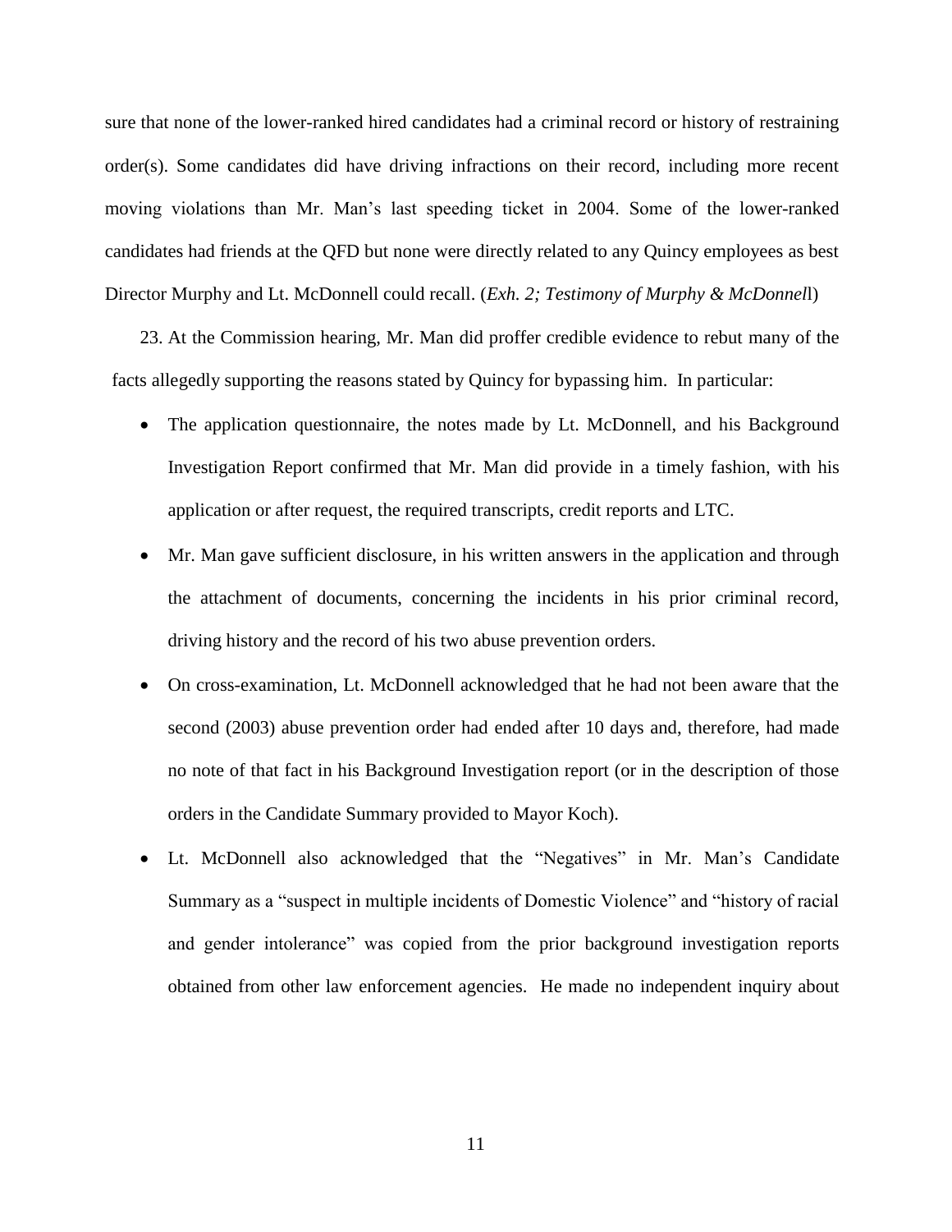sure that none of the lower-ranked hired candidates had a criminal record or history of restraining order(s). Some candidates did have driving infractions on their record, including more recent moving violations than Mr. Man's last speeding ticket in 2004. Some of the lower-ranked candidates had friends at the QFD but none were directly related to any Quincy employees as best Director Murphy and Lt. McDonnell could recall. (*Exh. 2; Testimony of Murphy & McDonnell*)

23. At the Commission hearing, Mr. Man did proffer credible evidence to rebut many of the facts allegedly supporting the reasons stated by Quincy for bypassing him. In particular:

- The application questionnaire, the notes made by Lt. McDonnell, and his Background Investigation Report confirmed that Mr. Man did provide in a timely fashion, with his application or after request, the required transcripts, credit reports and LTC.
- Mr. Man gave sufficient disclosure, in his written answers in the application and through the attachment of documents, concerning the incidents in his prior criminal record, driving history and the record of his two abuse prevention orders.
- On cross-examination, Lt. McDonnell acknowledged that he had not been aware that the second (2003) abuse prevention order had ended after 10 days and, therefore, had made no note of that fact in his Background Investigation report (or in the description of those orders in the Candidate Summary provided to Mayor Koch).
- Lt. McDonnell also acknowledged that the "Negatives" in Mr. Man's Candidate Summary as a "suspect in multiple incidents of Domestic Violence" and "history of racial and gender intolerance" was copied from the prior background investigation reports obtained from other law enforcement agencies. He made no independent inquiry about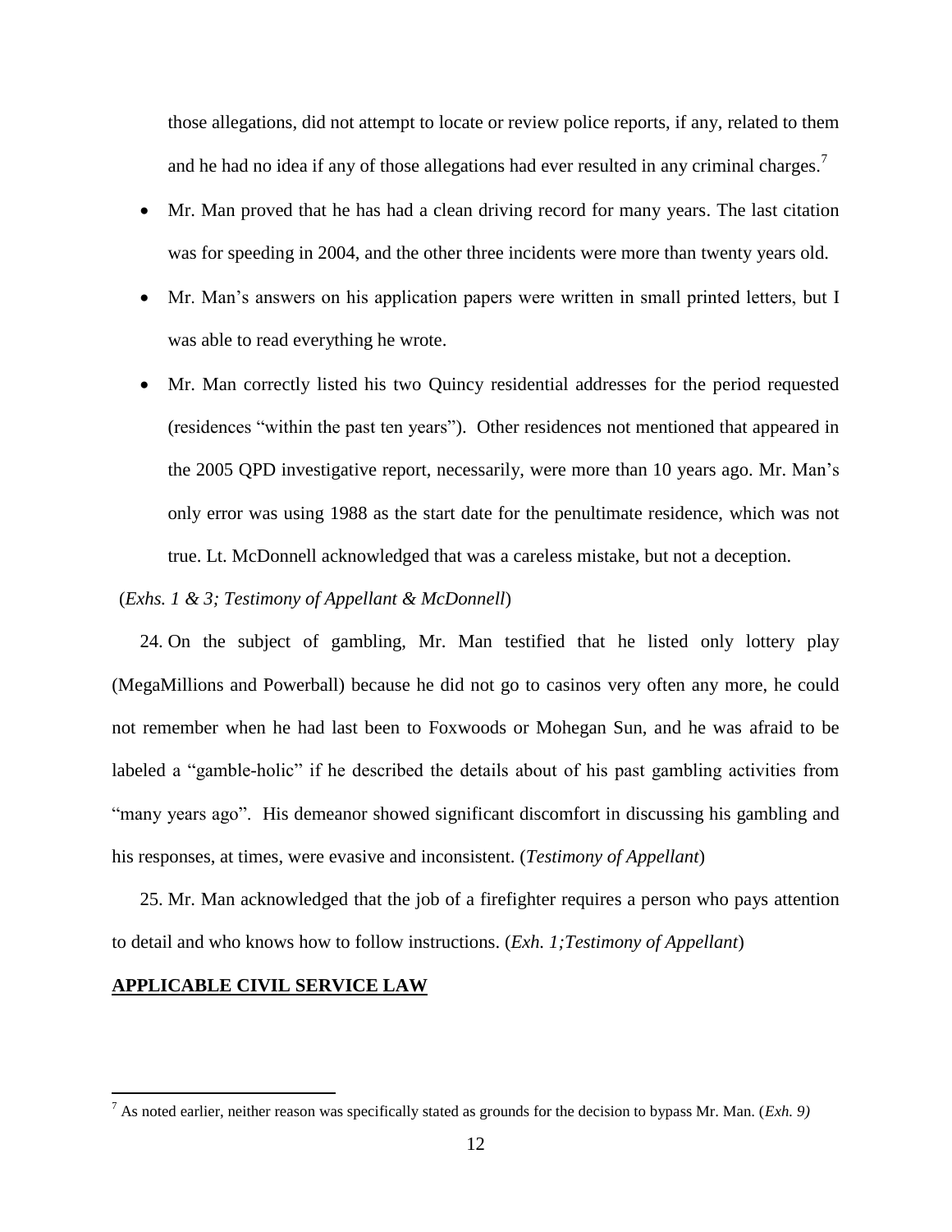those allegations, did not attempt to locate or review police reports, if any, related to them and he had no idea if any of those allegations had ever resulted in any criminal charges.[7]

- Mr. Man proved that he has had a clean driving record for many years. The last citation was for speeding in 2004, and the other three incidents were more than twenty years old.
- Mr. Man's answers on his application papers were written in small printed letters, but I was able to read everything he wrote.
- Mr. Man correctly listed his two Quincy residential addresses for the period requested (residences "within the past ten years"). Other residences not mentioned that appeared in the 2005 QPD investigative report, necessarily, were more than 10 years ago. Mr. Man's only error was using 1988 as the start date for the penultimate residence, which was not true. Lt. McDonnell acknowledged that was a careless mistake, but not a deception.

(*Exhs. 1 & 3; Testimony of Appellant & McDonnell*)

24. On the subject of gambling, Mr. Man testified that he listed only lottery play (MegaMillions and Powerball) because he did not go to casinos very often any more, he could not remember when he had last been to Foxwoods or Mohegan Sun, and he was afraid to be labeled a "gamble-holic" if he described the details about of his past gambling activities from "many years ago". His demeanor showed significant discomfort in discussing his gambling and his responses, at times, were evasive and inconsistent. (*Testimony of Appellant*)

25. Mr. Man acknowledged that the job of a firefighter requires a person who pays attention to detail and who knows how to follow instructions. (*Exh. 1;Testimony of Appellant*)

**APPLICABLE CIVIL SERVICE LAW**

[7] As noted earlier, neither reason was specifically stated as grounds for the decision to bypass Mr. Man. (*Exh. 9)*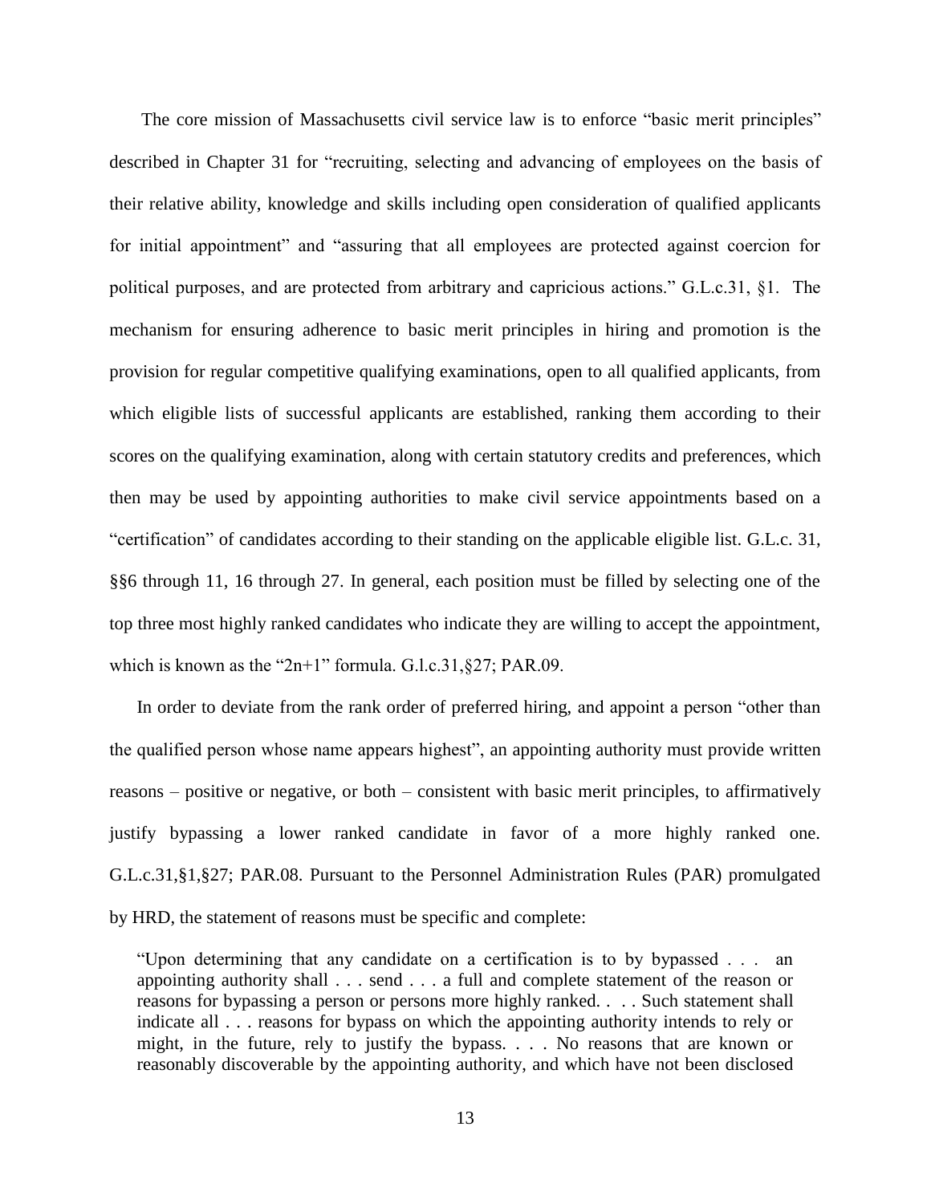The core mission of Massachusetts civil service law is to enforce "basic merit principles" described in Chapter 31 for "recruiting, selecting and advancing of employees on the basis of their relative ability, knowledge and skills including open consideration of qualified applicants for initial appointment" and "assuring that all employees are protected against coercion for political purposes, and are protected from arbitrary and capricious actions." G.L.c.31, §1. The mechanism for ensuring adherence to basic merit principles in hiring and promotion is the provision for regular competitive qualifying examinations, open to all qualified applicants, from which eligible lists of successful applicants are established, ranking them according to their scores on the qualifying examination, along with certain statutory credits and preferences, which then may be used by appointing authorities to make civil service appointments based on a "certification" of candidates according to their standing on the applicable eligible list. G.L.c. 31, §§6 through 11, 16 through 27. In general, each position must be filled by selecting one of the top three most highly ranked candidates who indicate they are willing to accept the appointment, which is known as the "2n+1" formula. G.l.c.31,§27; PAR.09.

In order to deviate from the rank order of preferred hiring, and appoint a person "other than the qualified person whose name appears highest", an appointing authority must provide written reasons – positive or negative, or both – consistent with basic merit principles, to affirmatively justify bypassing a lower ranked candidate in favor of a more highly ranked one. G.L.c.31,§1,§27; PAR.08. Pursuant to the Personnel Administration Rules (PAR) promulgated by HRD, the statement of reasons must be specific and complete:

> "Upon determining that any candidate on a certification is to by bypassed . . . an appointing authority shall . . . send . . . a full and complete statement of the reason or reasons for bypassing a person or persons more highly ranked. . . . Such statement shall indicate all . . . reasons for bypass on which the appointing authority intends to rely or might, in the future, rely to justify the bypass. . . . No reasons that are known or reasonably discoverable by the appointing authority, and which have not been disclosed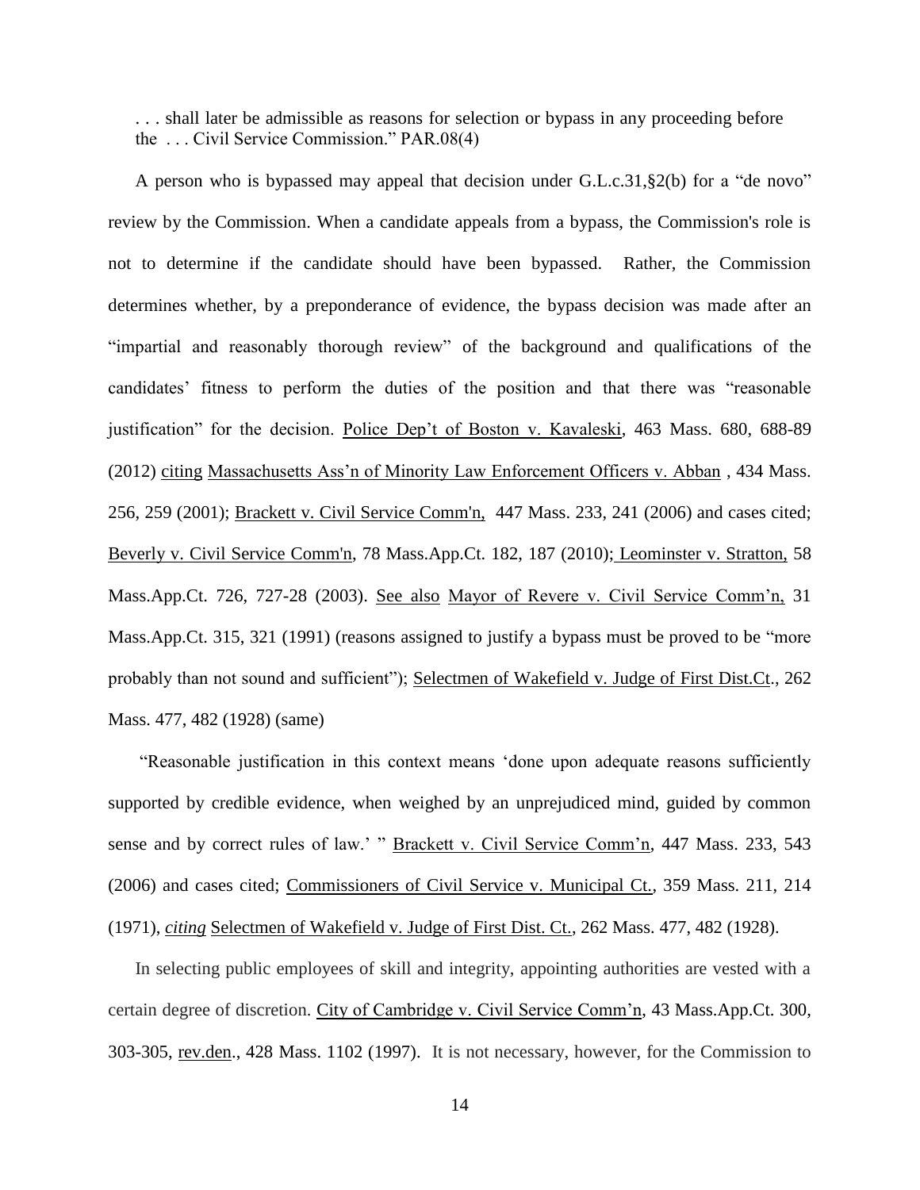. . . shall later be admissible as reasons for selection or bypass in any proceeding before the . . . Civil Service Commission." PAR.08(4)

A person who is bypassed may appeal that decision under G.L.c.31,§2(b) for a "de novo" review by the Commission. When a candidate appeals from a bypass, the Commission's role is not to determine if the candidate should have been bypassed. Rather, the Commission determines whether, by a preponderance of evidence, the bypass decision was made after an "impartial and reasonably thorough review" of the background and qualifications of the candidates' fitness to perform the duties of the position and that there was "reasonable justification" for the decision. Police Dep't of Boston v. Kavaleski, 463 Mass. 680, 688-89 (2012) citing Massachusetts Ass'n of Minority Law Enforcement Officers v. Abban , 434 Mass. 256, 259 (2001); Brackett v. Civil Service Comm'n, 447 Mass. 233, 241 (2006) and cases cited; Beverly v. Civil Service Comm'n, 78 Mass.App.Ct. 182, 187 (2010); Leominster v. Stratton, 58 Mass.App.Ct. 726, 727-28 (2003). See also Mayor of Revere v. Civil Service Comm'n, 31 Mass.App.Ct. 315, 321 (1991) (reasons assigned to justify a bypass must be proved to be "more probably than not sound and sufficient"); Selectmen of Wakefield v. Judge of First Dist.Ct., 262 Mass. 477, 482 (1928) (same)

"Reasonable justification in this context means 'done upon adequate reasons sufficiently supported by credible evidence, when weighed by an unprejudiced mind, guided by common sense and by correct rules of law.' " Brackett v. Civil Service Comm'n, 447 Mass. 233, 543 (2006) and cases cited; Commissioners of Civil Service v. Municipal Ct., 359 Mass. 211, 214 (1971), ***citing*** Selectmen of Wakefield v. Judge of First Dist. Ct., 262 Mass. 477, 482 (1928).

In selecting public employees of skill and integrity, appointing authorities are vested with a certain degree of discretion. City of Cambridge v. Civil Service Comm'n, 43 Mass.App.Ct. 300, 303-305, rev.den., 428 Mass. 1102 (1997). It is not necessary, however, for the Commission to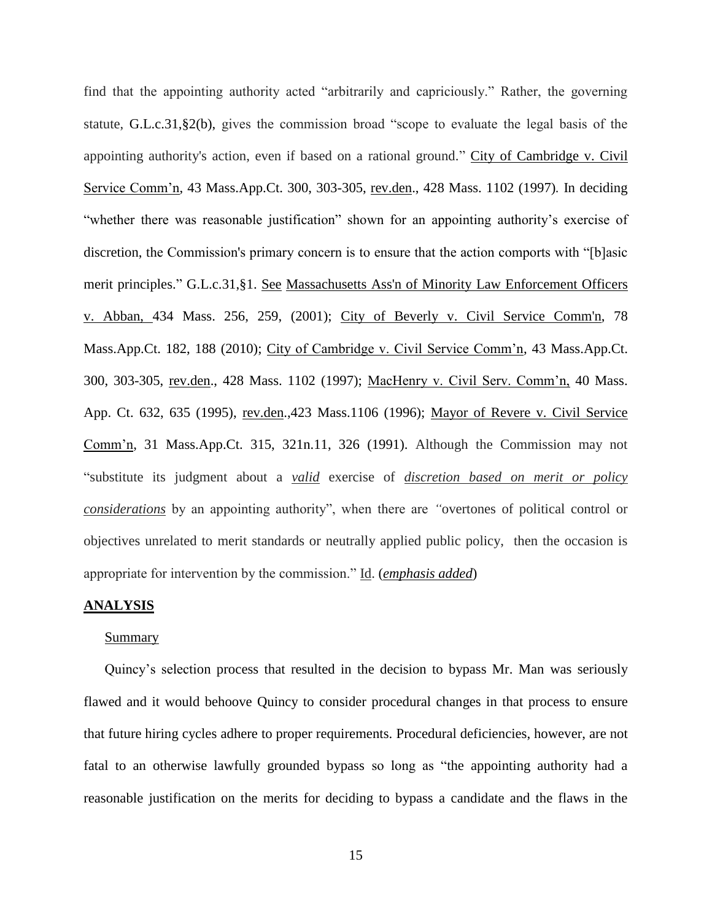find that the appointing authority acted "arbitrarily and capriciously." Rather, the governing statute, G.L.c.31,§2(b), gives the commission broad "scope to evaluate the legal basis of the appointing authority's action, even if based on a rational ground." City of Cambridge v. Civil Service Comm'n, 43 Mass.App.Ct. 300, 303-305, rev.den., 428 Mass. 1102 (1997). In deciding "whether there was reasonable justification" shown for an appointing authority's exercise of discretion, the Commission's primary concern is to ensure that the action comports with "[b]asic merit principles." G.L.c.31,§1. See Massachusetts Ass'n of Minority Law Enforcement Officers v. Abban, 434 Mass. 256, 259, (2001); City of Beverly v. Civil Service Comm'n, 78 Mass.App.Ct. 182, 188 (2010); City of Cambridge v. Civil Service Comm'n, 43 Mass.App.Ct. 300, 303-305, rev.den., 428 Mass. 1102 (1997); MacHenry v. Civil Serv. Comm'n, 40 Mass. App. Ct. 632, 635 (1995), rev.den.,423 Mass.1106 (1996); Mayor of Revere v. Civil Service Comm'n, 31 Mass.App.Ct. 315, 321n.11, 326 (1991). Although the Commission may not "substitute its judgment about a ***valid*** exercise of ***discretion based on merit or policy considerations*** by an appointing authority", when there are "overtones of political control or objectives unrelated to merit standards or neutrally applied public policy, then the occasion is appropriate for intervention by the commission." Id. (***emphasis added***)

## ANALYSIS

### Summary

Quincy's selection process that resulted in the decision to bypass Mr. Man was seriously flawed and it would behoove Quincy to consider procedural changes in that process to ensure that future hiring cycles adhere to proper requirements. Procedural deficiencies, however, are not fatal to an otherwise lawfully grounded bypass so long as "the appointing authority had a reasonable justification on the merits for deciding to bypass a candidate and the flaws in the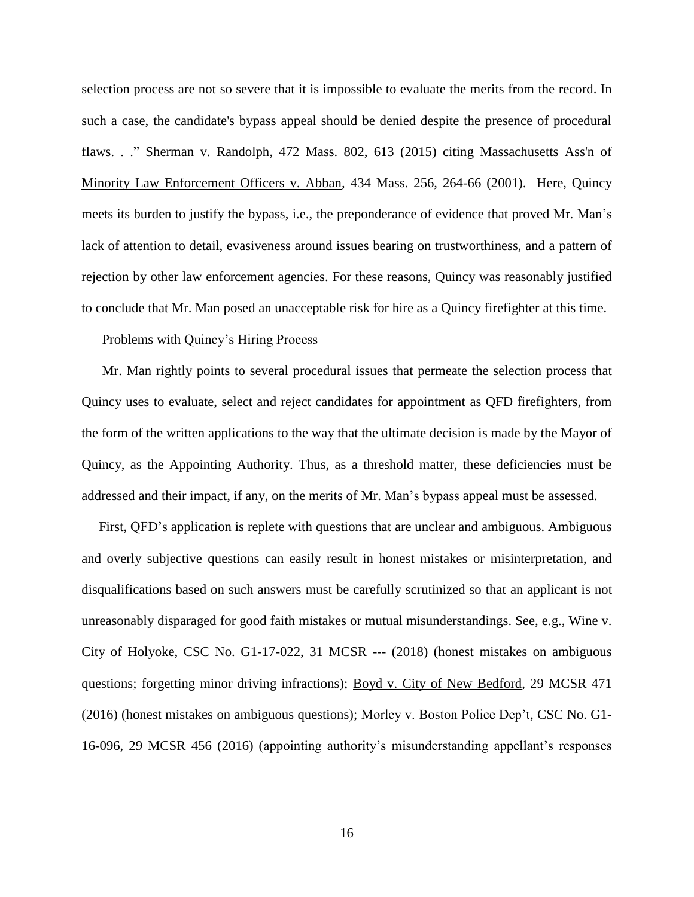selection process are not so severe that it is impossible to evaluate the merits from the record. In such a case, the candidate's bypass appeal should be denied despite the presence of procedural flaws. . ." Sherman v. Randolph, 472 Mass. 802, 613 (2015) citing Massachusetts Ass'n of Minority Law Enforcement Officers v. Abban, 434 Mass. 256, 264-66 (2001). Here, Quincy meets its burden to justify the bypass, i.e., the preponderance of evidence that proved Mr. Man's lack of attention to detail, evasiveness around issues bearing on trustworthiness, and a pattern of rejection by other law enforcement agencies. For these reasons, Quincy was reasonably justified to conclude that Mr. Man posed an unacceptable risk for hire as a Quincy firefighter at this time.

Problems with Quincy's Hiring Process

Mr. Man rightly points to several procedural issues that permeate the selection process that Quincy uses to evaluate, select and reject candidates for appointment as QFD firefighters, from the form of the written applications to the way that the ultimate decision is made by the Mayor of Quincy, as the Appointing Authority. Thus, as a threshold matter, these deficiencies must be addressed and their impact, if any, on the merits of Mr. Man's bypass appeal must be assessed.

First, QFD's application is replete with questions that are unclear and ambiguous. Ambiguous and overly subjective questions can easily result in honest mistakes or misinterpretation, and disqualifications based on such answers must be carefully scrutinized so that an applicant is not unreasonably disparaged for good faith mistakes or mutual misunderstandings. See, e.g., Wine v. City of Holyoke, CSC No. G1-17-022, 31 MCSR --- (2018) (honest mistakes on ambiguous questions; forgetting minor driving infractions); Boyd v. City of New Bedford, 29 MCSR 471 (2016) (honest mistakes on ambiguous questions); Morley v. Boston Police Dep't, CSC No. G1-16-096, 29 MCSR 456 (2016) (appointing authority's misunderstanding appellant's responses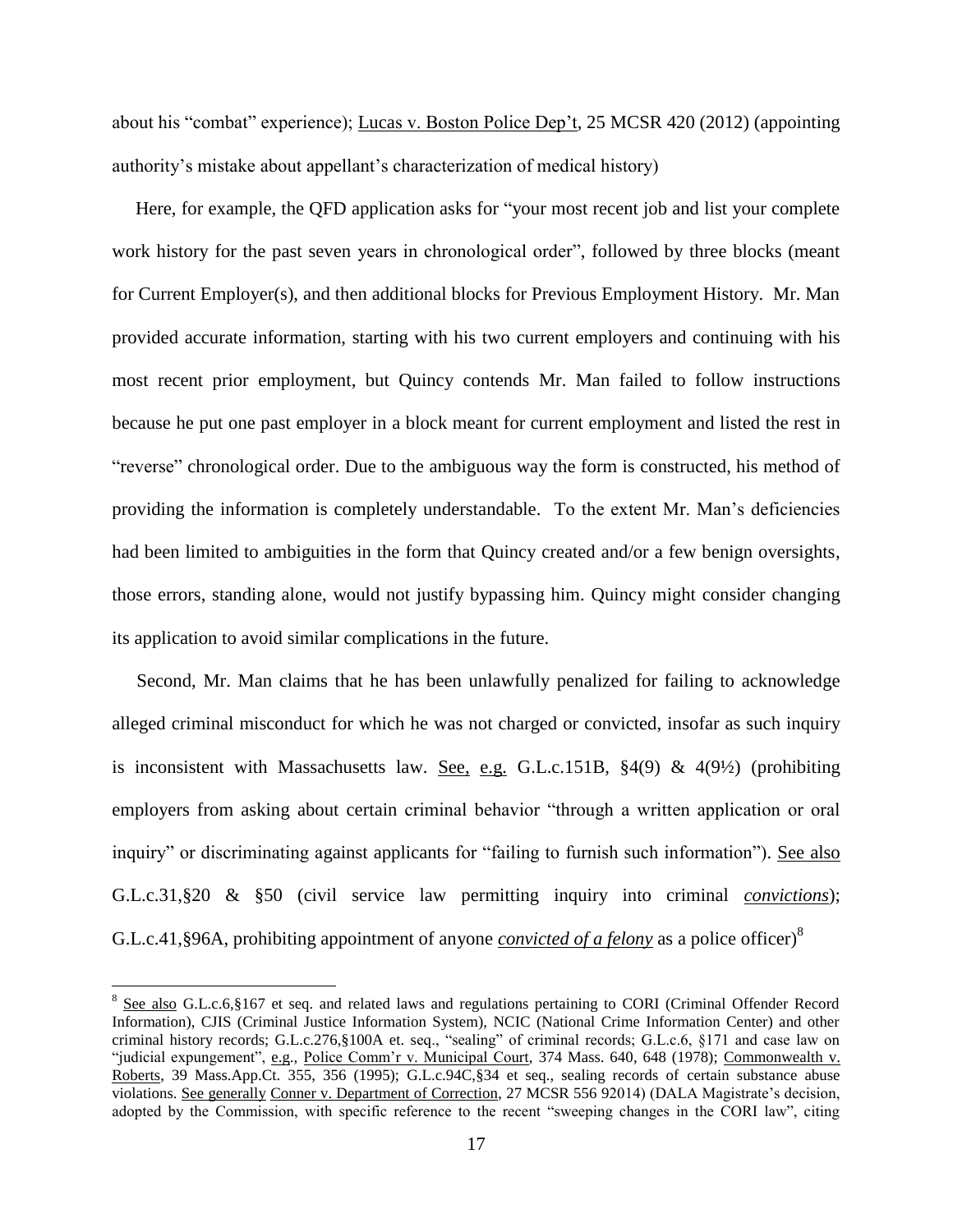about his "combat" experience); Lucas v. Boston Police Dep't, 25 MCSR 420 (2012) (appointing authority's mistake about appellant's characterization of medical history)

Here, for example, the QFD application asks for "your most recent job and list your complete work history for the past seven years in chronological order", followed by three blocks (meant for Current Employer(s), and then additional blocks for Previous Employment History. Mr. Man provided accurate information, starting with his two current employers and continuing with his most recent prior employment, but Quincy contends Mr. Man failed to follow instructions because he put one past employer in a block meant for current employment and listed the rest in "reverse" chronological order. Due to the ambiguous way the form is constructed, his method of providing the information is completely understandable. To the extent Mr. Man's deficiencies had been limited to ambiguities in the form that Quincy created and/or a few benign oversights, those errors, standing alone, would not justify bypassing him. Quincy might consider changing its application to avoid similar complications in the future.

Second, Mr. Man claims that he has been unlawfully penalized for failing to acknowledge alleged criminal misconduct for which he was not charged or convicted, insofar as such inquiry is inconsistent with Massachusetts law. See, e.g. G.L.c.151B, §4(9) & 4(9½) (prohibiting employers from asking about certain criminal behavior "through a written application or oral inquiry" or discriminating against applicants for "failing to furnish such information"). See also G.L.c.31,§20 & §50 (civil service law permitting inquiry into criminal ***convictions***); G.L.c.41,§96A, prohibiting appointment of anyone ***convicted of a felony*** as a police officer)[8]

[8] See also G.L.c.6,§167 et seq. and related laws and regulations pertaining to CORI (Criminal Offender Record Information), CJIS (Criminal Justice Information System), NCIC (National Crime Information Center) and other criminal history records; G.L.c.276,§100A et. seq., "sealing" of criminal records; G.L.c.6, §171 and case law on "judicial expungement", e.g., Police Comm'r v. Municipal Court, 374 Mass. 640, 648 (1978); Commonwealth v. Roberts, 39 Mass.App.Ct. 355, 356 (1995); G.L.c.94C,§34 et seq., sealing records of certain substance abuse violations. See generally Conner v. Department of Correction, 27 MCSR 556 92014) (DALA Magistrate's decision, adopted by the Commission, with specific reference to the recent "sweeping changes in the CORI law", citing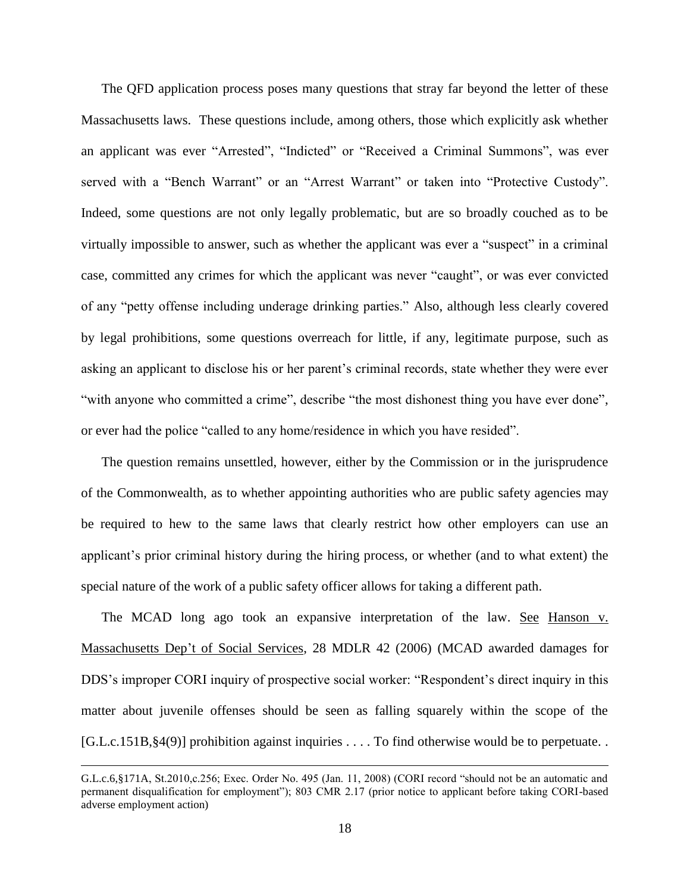The QFD application process poses many questions that stray far beyond the letter of these Massachusetts laws. These questions include, among others, those which explicitly ask whether an applicant was ever "Arrested", "Indicted" or "Received a Criminal Summons", was ever served with a "Bench Warrant" or an "Arrest Warrant" or taken into "Protective Custody". Indeed, some questions are not only legally problematic, but are so broadly couched as to be virtually impossible to answer, such as whether the applicant was ever a "suspect" in a criminal case, committed any crimes for which the applicant was never "caught", or was ever convicted of any "petty offense including underage drinking parties." Also, although less clearly covered by legal prohibitions, some questions overreach for little, if any, legitimate purpose, such as asking an applicant to disclose his or her parent's criminal records, state whether they were ever "with anyone who committed a crime", describe "the most dishonest thing you have ever done", or ever had the police "called to any home/residence in which you have resided".

The question remains unsettled, however, either by the Commission or in the jurisprudence of the Commonwealth, as to whether appointing authorities who are public safety agencies may be required to hew to the same laws that clearly restrict how other employers can use an applicant's prior criminal history during the hiring process, or whether (and to what extent) the special nature of the work of a public safety officer allows for taking a different path.

The MCAD long ago took an expansive interpretation of the law. See Hanson v. Massachusetts Dep't of Social Services, 28 MDLR 42 (2006) (MCAD awarded damages for DDS's improper CORI inquiry of prospective social worker: "Respondent's direct inquiry in this matter about juvenile offenses should be seen as falling squarely within the scope of the [G.L.c.151B,§4(9)] prohibition against inquiries . . . . To find otherwise would be to perpetuate. .

---

G.L.c.6,§171A, St.2010,c.256; Exec. Order No. 495 (Jan. 11, 2008) (CORI record "should not be an automatic and permanent disqualification for employment"); 803 CMR 2.17 (prior notice to applicant before taking CORI-based adverse employment action)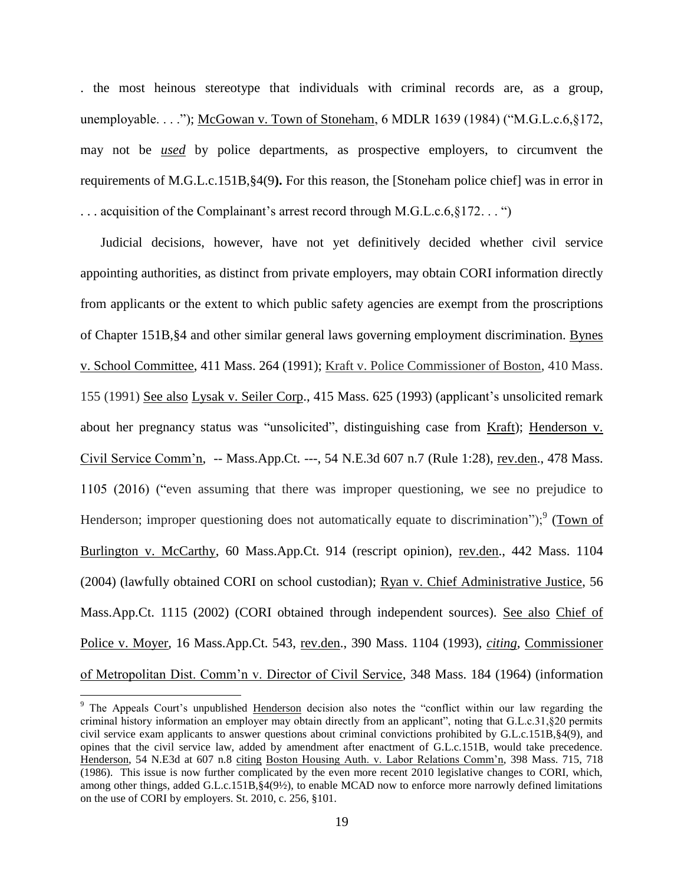. the most heinous stereotype that individuals with criminal records are, as a group, unemployable. . . ."); McGowan v. Town of Stoneham, 6 MDLR 1639 (1984) ("M.G.L.c.6,§172, may not be ***used*** by police departments, as prospective employers, to circumvent the requirements of M.G.L.c.151B,§4(9**).** For this reason, the [Stoneham police chief] was in error in . . . acquisition of the Complainant's arrest record through M.G.L.c.6,§172. . . ")

Judicial decisions, however, have not yet definitively decided whether civil service appointing authorities, as distinct from private employers, may obtain CORI information directly from applicants or the extent to which public safety agencies are exempt from the proscriptions of Chapter 151B,§4 and other similar general laws governing employment discrimination. Bynes v. School Committee, 411 Mass. 264 (1991); Kraft v. Police Commissioner of Boston, 410 Mass. 155 (1991) See also Lysak v. Seiler Corp., 415 Mass. 625 (1993) (applicant's unsolicited remark about her pregnancy status was "unsolicited", distinguishing case from Kraft); Henderson v. Civil Service Comm'n, -- Mass.App.Ct. ---, 54 N.E.3d 607 n.7 (Rule 1:28), rev.den., 478 Mass. 1105 (2016) ("even assuming that there was improper questioning, we see no prejudice to Henderson; improper questioning does not automatically equate to discrimination");[9] (Town of Burlington v. McCarthy, 60 Mass.App.Ct. 914 (rescript opinion), rev.den., 442 Mass. 1104 (2004) (lawfully obtained CORI on school custodian); Ryan v. Chief Administrative Justice, 56 Mass.App.Ct. 1115 (2002) (CORI obtained through independent sources). See also Chief of Police v. Moyer, 16 Mass.App.Ct. 543, rev.den., 390 Mass. 1104 (1993), *citing*, Commissioner of Metropolitan Dist. Comm'n v. Director of Civil Service, 348 Mass. 184 (1964) (information

[9] The Appeals Court's unpublished Henderson decision also notes the "conflict within our law regarding the criminal history information an employer may obtain directly from an applicant", noting that G.L.c.31,§20 permits civil service exam applicants to answer questions about criminal convictions prohibited by G.L.c.151B,§4(9), and opines that the civil service law, added by amendment after enactment of G.L.c.151B, would take precedence. Henderson, 54 N.E3d at 607 n.8 citing Boston Housing Auth. v. Labor Relations Comm'n, 398 Mass. 715, 718 (1986). This issue is now further complicated by the even more recent 2010 legislative changes to CORI, which, among other things, added G.L.c.151B,§4(9½), to enable MCAD now to enforce more narrowly defined limitations on the use of CORI by employers. St. 2010, c. 256, §101.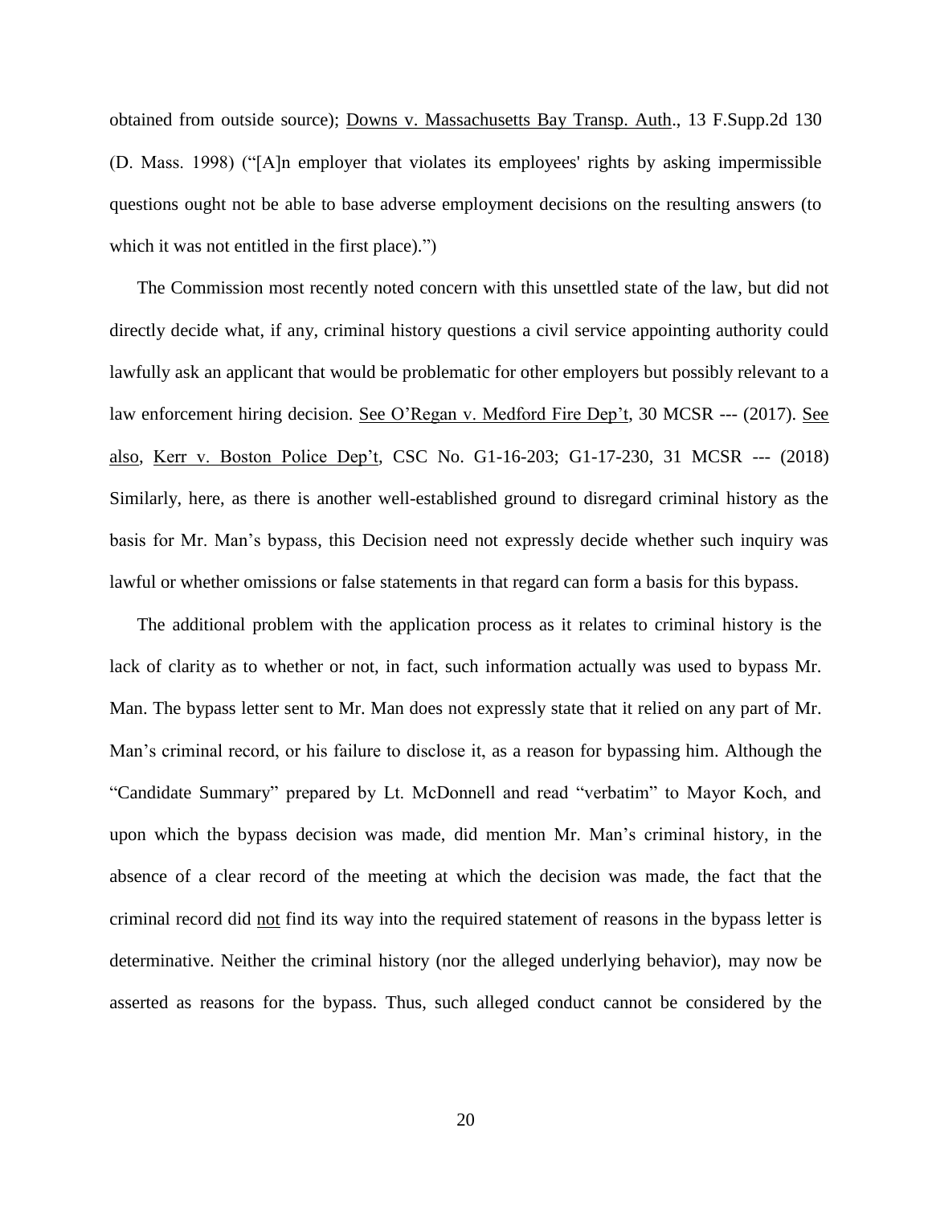obtained from outside source); Downs v. Massachusetts Bay Transp. Auth., 13 F.Supp.2d 130 (D. Mass. 1998) ("[A]n employer that violates its employees' rights by asking impermissible questions ought not be able to base adverse employment decisions on the resulting answers (to which it was not entitled in the first place).")

The Commission most recently noted concern with this unsettled state of the law, but did not directly decide what, if any, criminal history questions a civil service appointing authority could lawfully ask an applicant that would be problematic for other employers but possibly relevant to a law enforcement hiring decision. See O'Regan v. Medford Fire Dep't, 30 MCSR --- (2017). See also, Kerr v. Boston Police Dep't, CSC No. G1-16-203; G1-17-230, 31 MCSR --- (2018) Similarly, here, as there is another well-established ground to disregard criminal history as the basis for Mr. Man's bypass, this Decision need not expressly decide whether such inquiry was lawful or whether omissions or false statements in that regard can form a basis for this bypass.

The additional problem with the application process as it relates to criminal history is the lack of clarity as to whether or not, in fact, such information actually was used to bypass Mr. Man. The bypass letter sent to Mr. Man does not expressly state that it relied on any part of Mr. Man's criminal record, or his failure to disclose it, as a reason for bypassing him. Although the "Candidate Summary" prepared by Lt. McDonnell and read "verbatim" to Mayor Koch, and upon which the bypass decision was made, did mention Mr. Man's criminal history, in the absence of a clear record of the meeting at which the decision was made, the fact that the criminal record did not find its way into the required statement of reasons in the bypass letter is determinative. Neither the criminal history (nor the alleged underlying behavior), may now be asserted as reasons for the bypass. Thus, such alleged conduct cannot be considered by the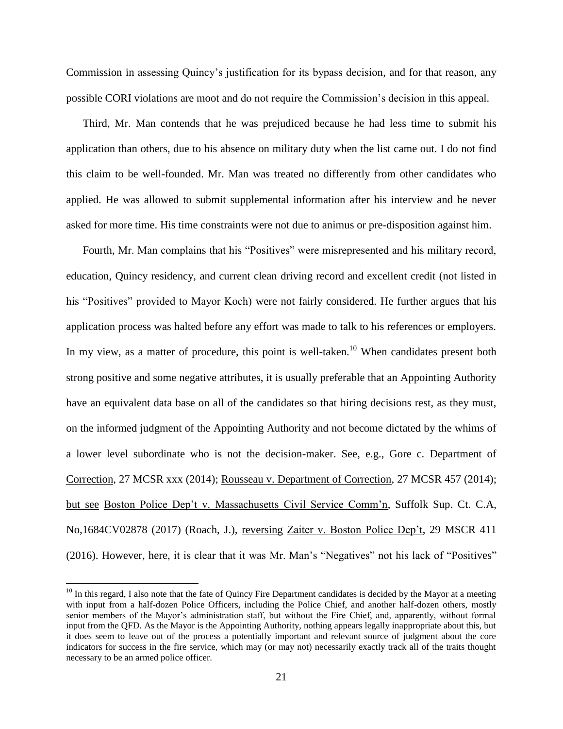Commission in assessing Quincy's justification for its bypass decision, and for that reason, any possible CORI violations are moot and do not require the Commission's decision in this appeal.

Third, Mr. Man contends that he was prejudiced because he had less time to submit his application than others, due to his absence on military duty when the list came out. I do not find this claim to be well-founded. Mr. Man was treated no differently from other candidates who applied. He was allowed to submit supplemental information after his interview and he never asked for more time. His time constraints were not due to animus or pre-disposition against him.

Fourth, Mr. Man complains that his "Positives" were misrepresented and his military record, education, Quincy residency, and current clean driving record and excellent credit (not listed in his "Positives" provided to Mayor Koch) were not fairly considered. He further argues that his application process was halted before any effort was made to talk to his references or employers. In my view, as a matter of procedure, this point is well-taken.[10] When candidates present both strong positive and some negative attributes, it is usually preferable that an Appointing Authority have an equivalent data base on all of the candidates so that hiring decisions rest, as they must, on the informed judgment of the Appointing Authority and not become dictated by the whims of a lower level subordinate who is not the decision-maker. See, e.g., Gore c. Department of Correction, 27 MCSR xxx (2014); Rousseau v. Department of Correction, 27 MCSR 457 (2014); but see Boston Police Dep't v. Massachusetts Civil Service Comm'n, Suffolk Sup. Ct. C.A, No,1684CV02878 (2017) (Roach, J.), reversing Zaiter v. Boston Police Dep't, 29 MSCR 411 (2016). However, here, it is clear that it was Mr. Man's "Negatives" not his lack of "Positives"

[10] In this regard, I also note that the fate of Quincy Fire Department candidates is decided by the Mayor at a meeting with input from a half-dozen Police Officers, including the Police Chief, and another half-dozen others, mostly senior members of the Mayor's administration staff, but without the Fire Chief, and, apparently, without formal input from the QFD. As the Mayor is the Appointing Authority, nothing appears legally inappropriate about this, but it does seem to leave out of the process a potentially important and relevant source of judgment about the core indicators for success in the fire service, which may (or may not) necessarily exactly track all of the traits thought necessary to be an armed police officer.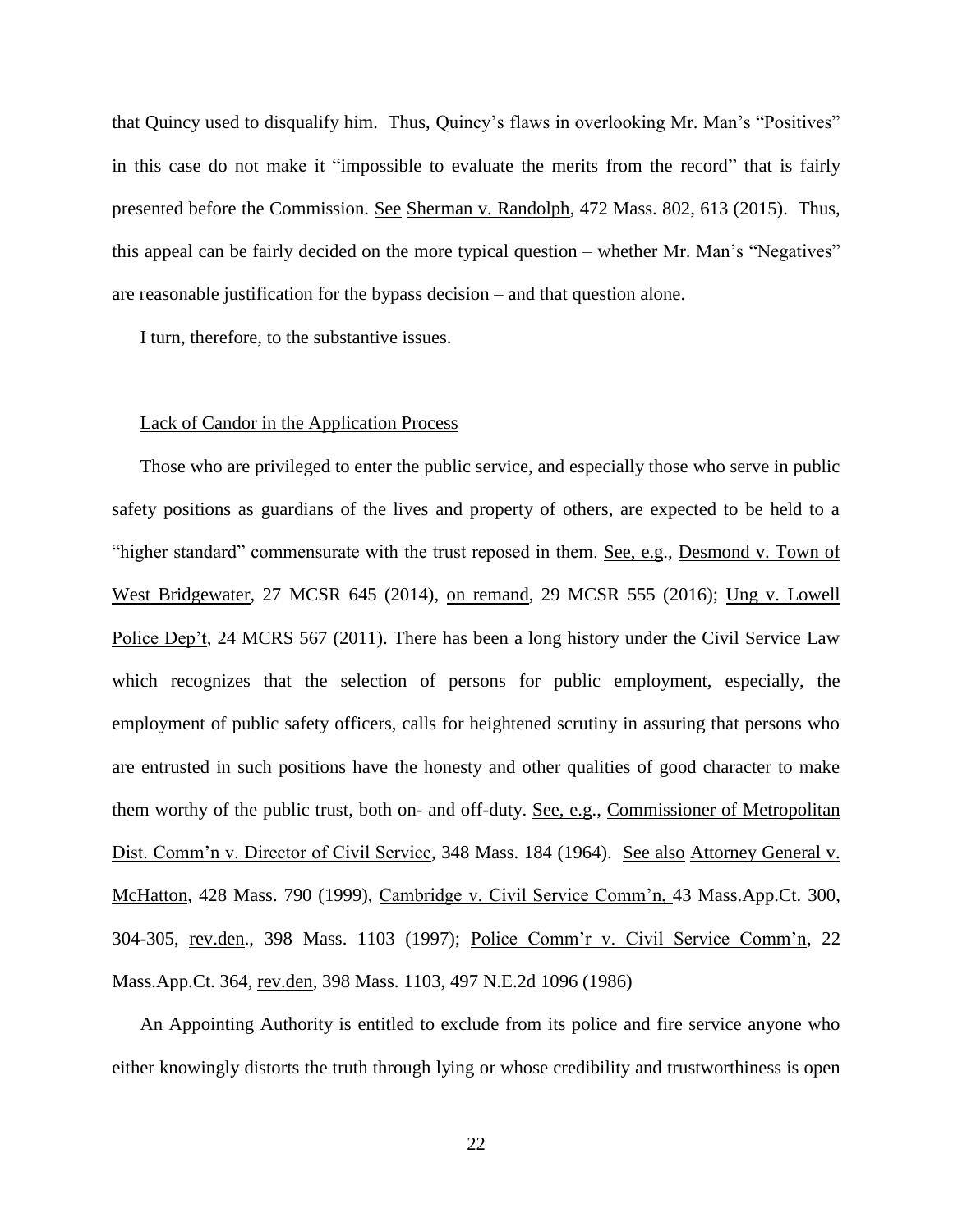that Quincy used to disqualify him. Thus, Quincy's flaws in overlooking Mr. Man's "Positives" in this case do not make it "impossible to evaluate the merits from the record" that is fairly presented before the Commission. See Sherman v. Randolph, 472 Mass. 802, 613 (2015). Thus, this appeal can be fairly decided on the more typical question – whether Mr. Man's "Negatives" are reasonable justification for the bypass decision – and that question alone.

I turn, therefore, to the substantive issues.

Lack of Candor in the Application Process

Those who are privileged to enter the public service, and especially those who serve in public safety positions as guardians of the lives and property of others, are expected to be held to a "higher standard" commensurate with the trust reposed in them. See, e.g., Desmond v. Town of West Bridgewater, 27 MCSR 645 (2014), on remand, 29 MCSR 555 (2016); Ung v. Lowell Police Dep't, 24 MCRS 567 (2011). There has been a long history under the Civil Service Law which recognizes that the selection of persons for public employment, especially, the employment of public safety officers, calls for heightened scrutiny in assuring that persons who are entrusted in such positions have the honesty and other qualities of good character to make them worthy of the public trust, both on- and off-duty. See, e.g., Commissioner of Metropolitan Dist. Comm'n v. Director of Civil Service, 348 Mass. 184 (1964). See also Attorney General v. McHatton, 428 Mass. 790 (1999), Cambridge v. Civil Service Comm'n, 43 Mass.App.Ct. 300, 304-305, rev.den., 398 Mass. 1103 (1997); Police Comm'r v. Civil Service Comm'n, 22 Mass.App.Ct. 364, rev.den, 398 Mass. 1103, 497 N.E.2d 1096 (1986)

An Appointing Authority is entitled to exclude from its police and fire service anyone who either knowingly distorts the truth through lying or whose credibility and trustworthiness is open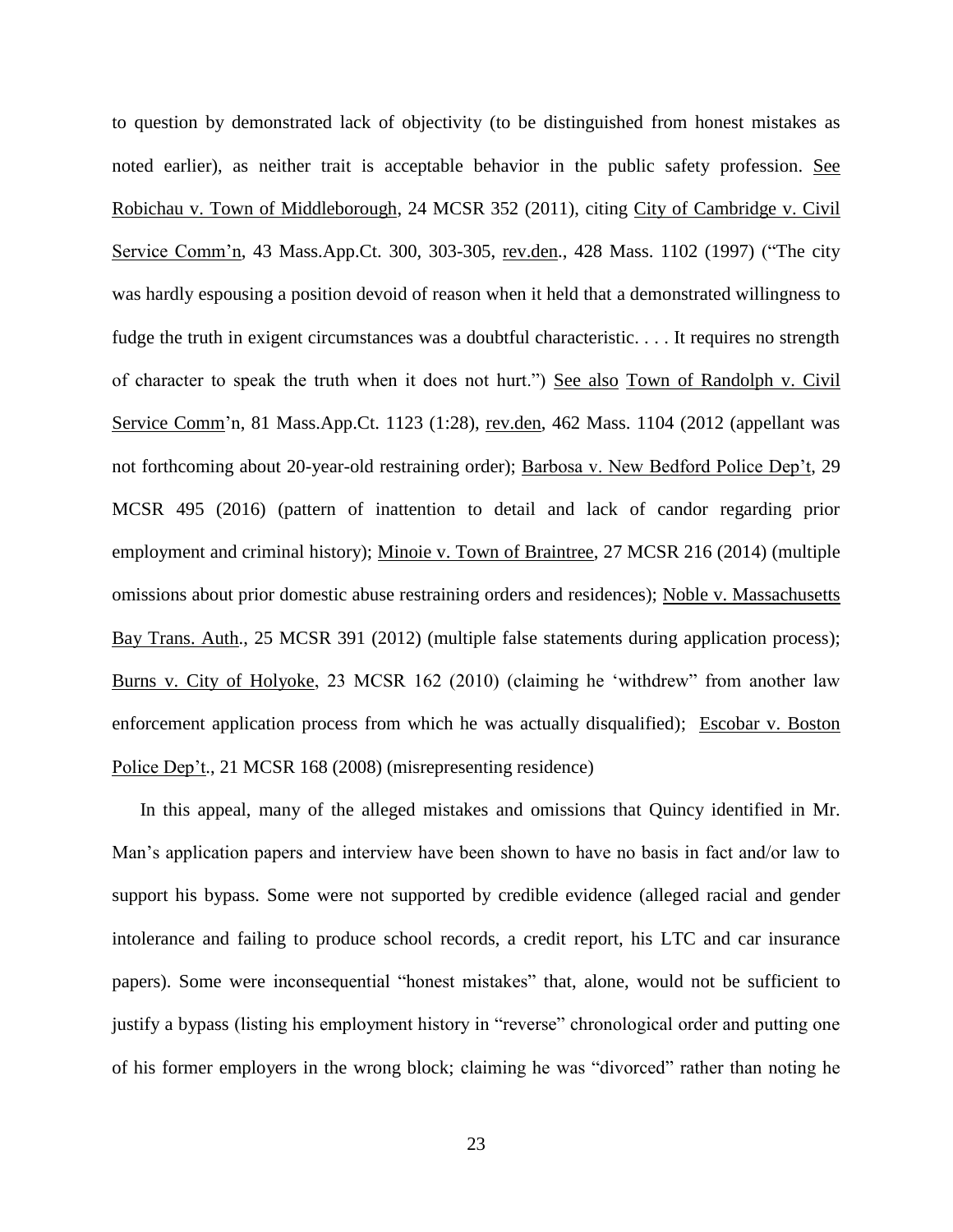to question by demonstrated lack of objectivity (to be distinguished from honest mistakes as noted earlier), as neither trait is acceptable behavior in the public safety profession. See Robichau v. Town of Middleborough, 24 MCSR 352 (2011), citing City of Cambridge v. Civil Service Comm'n, 43 Mass.App.Ct. 300, 303-305, rev.den., 428 Mass. 1102 (1997) ("The city was hardly espousing a position devoid of reason when it held that a demonstrated willingness to fudge the truth in exigent circumstances was a doubtful characteristic. . . . It requires no strength of character to speak the truth when it does not hurt.") See also Town of Randolph v. Civil Service Comm'n, 81 Mass.App.Ct. 1123 (1:28), rev.den, 462 Mass. 1104 (2012 (appellant was not forthcoming about 20-year-old restraining order); Barbosa v. New Bedford Police Dep't, 29 MCSR 495 (2016) (pattern of inattention to detail and lack of candor regarding prior employment and criminal history); Minoie v. Town of Braintree, 27 MCSR 216 (2014) (multiple omissions about prior domestic abuse restraining orders and residences); Noble v. Massachusetts Bay Trans. Auth., 25 MCSR 391 (2012) (multiple false statements during application process); Burns v. City of Holyoke, 23 MCSR 162 (2010) (claiming he 'withdrew" from another law enforcement application process from which he was actually disqualified); Escobar v. Boston Police Dep't., 21 MCSR 168 (2008) (misrepresenting residence)

In this appeal, many of the alleged mistakes and omissions that Quincy identified in Mr. Man's application papers and interview have been shown to have no basis in fact and/or law to support his bypass. Some were not supported by credible evidence (alleged racial and gender intolerance and failing to produce school records, a credit report, his LTC and car insurance papers). Some were inconsequential "honest mistakes" that, alone, would not be sufficient to justify a bypass (listing his employment history in "reverse" chronological order and putting one of his former employers in the wrong block; claiming he was "divorced" rather than noting he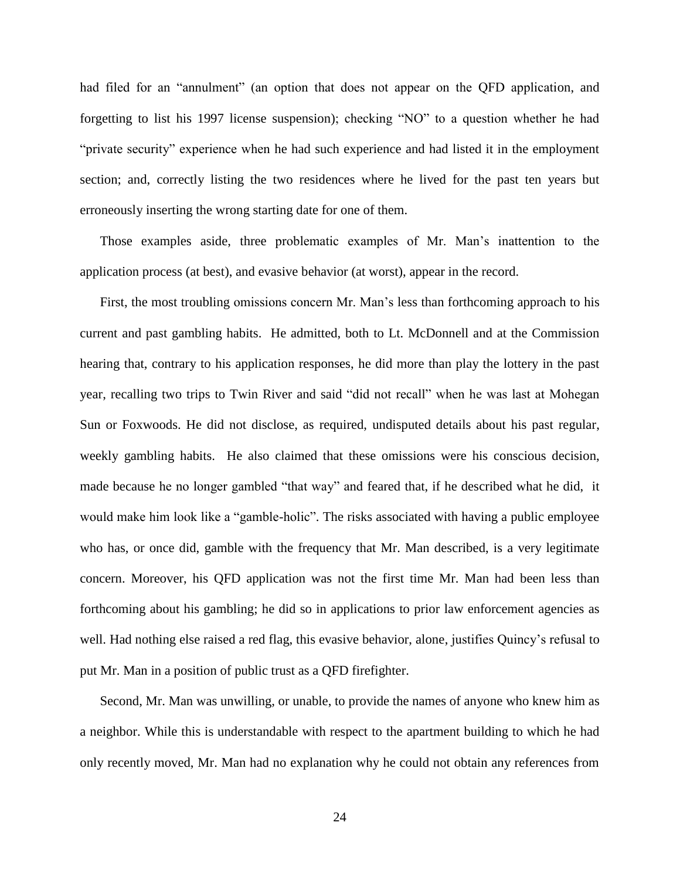had filed for an "annulment" (an option that does not appear on the QFD application, and forgetting to list his 1997 license suspension); checking "NO" to a question whether he had "private security" experience when he had such experience and had listed it in the employment section; and, correctly listing the two residences where he lived for the past ten years but erroneously inserting the wrong starting date for one of them.

Those examples aside, three problematic examples of Mr. Man's inattention to the application process (at best), and evasive behavior (at worst), appear in the record.

First, the most troubling omissions concern Mr. Man's less than forthcoming approach to his current and past gambling habits. He admitted, both to Lt. McDonnell and at the Commission hearing that, contrary to his application responses, he did more than play the lottery in the past year, recalling two trips to Twin River and said "did not recall" when he was last at Mohegan Sun or Foxwoods. He did not disclose, as required, undisputed details about his past regular, weekly gambling habits. He also claimed that these omissions were his conscious decision, made because he no longer gambled "that way" and feared that, if he described what he did, it would make him look like a "gamble-holic". The risks associated with having a public employee who has, or once did, gamble with the frequency that Mr. Man described, is a very legitimate concern. Moreover, his QFD application was not the first time Mr. Man had been less than forthcoming about his gambling; he did so in applications to prior law enforcement agencies as well. Had nothing else raised a red flag, this evasive behavior, alone, justifies Quincy's refusal to put Mr. Man in a position of public trust as a QFD firefighter.

Second, Mr. Man was unwilling, or unable, to provide the names of anyone who knew him as a neighbor. While this is understandable with respect to the apartment building to which he had only recently moved, Mr. Man had no explanation why he could not obtain any references from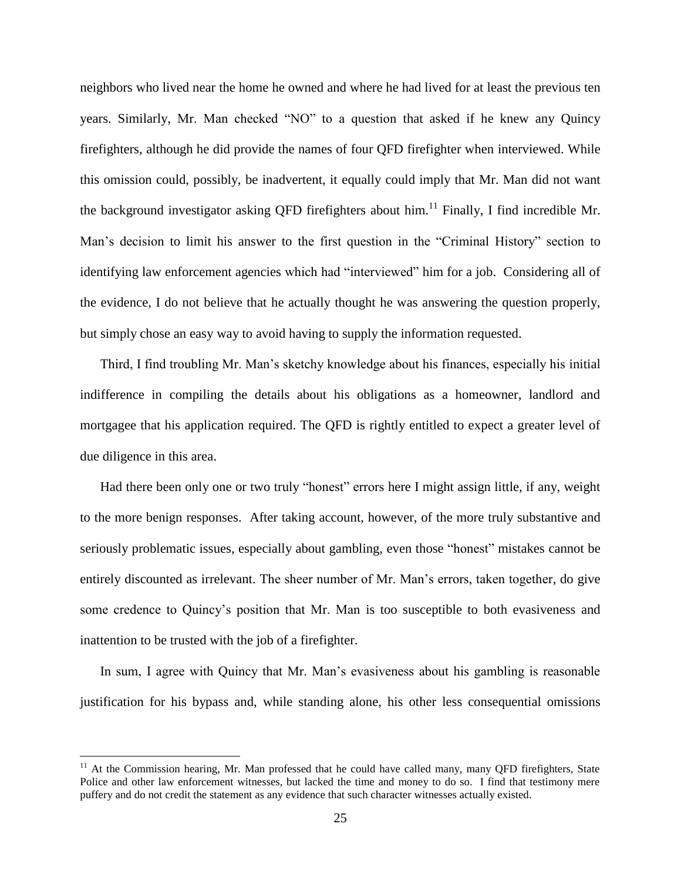neighbors who lived near the home he owned and where he had lived for at least the previous ten years. Similarly, Mr. Man checked "NO" to a question that asked if he knew any Quincy firefighters, although he did provide the names of four QFD firefighter when interviewed. While this omission could, possibly, be inadvertent, it equally could imply that Mr. Man did not want the background investigator asking QFD firefighters about him.[11] Finally, I find incredible Mr. Man's decision to limit his answer to the first question in the "Criminal History" section to identifying law enforcement agencies which had "interviewed" him for a job. Considering all of the evidence, I do not believe that he actually thought he was answering the question properly, but simply chose an easy way to avoid having to supply the information requested.

Third, I find troubling Mr. Man's sketchy knowledge about his finances, especially his initial indifference in compiling the details about his obligations as a homeowner, landlord and mortgagee that his application required. The QFD is rightly entitled to expect a greater level of due diligence in this area.

Had there been only one or two truly "honest" errors here I might assign little, if any, weight to the more benign responses. After taking account, however, of the more truly substantive and seriously problematic issues, especially about gambling, even those "honest" mistakes cannot be entirely discounted as irrelevant. The sheer number of Mr. Man's errors, taken together, do give some credence to Quincy's position that Mr. Man is too susceptible to both evasiveness and inattention to be trusted with the job of a firefighter.

In sum, I agree with Quincy that Mr. Man's evasiveness about his gambling is reasonable justification for his bypass and, while standing alone, his other less consequential omissions

[11] At the Commission hearing, Mr. Man professed that he could have called many, many QFD firefighters, State Police and other law enforcement witnesses, but lacked the time and money to do so. I find that testimony mere puffery and do not credit the statement as any evidence that such character witnesses actually existed.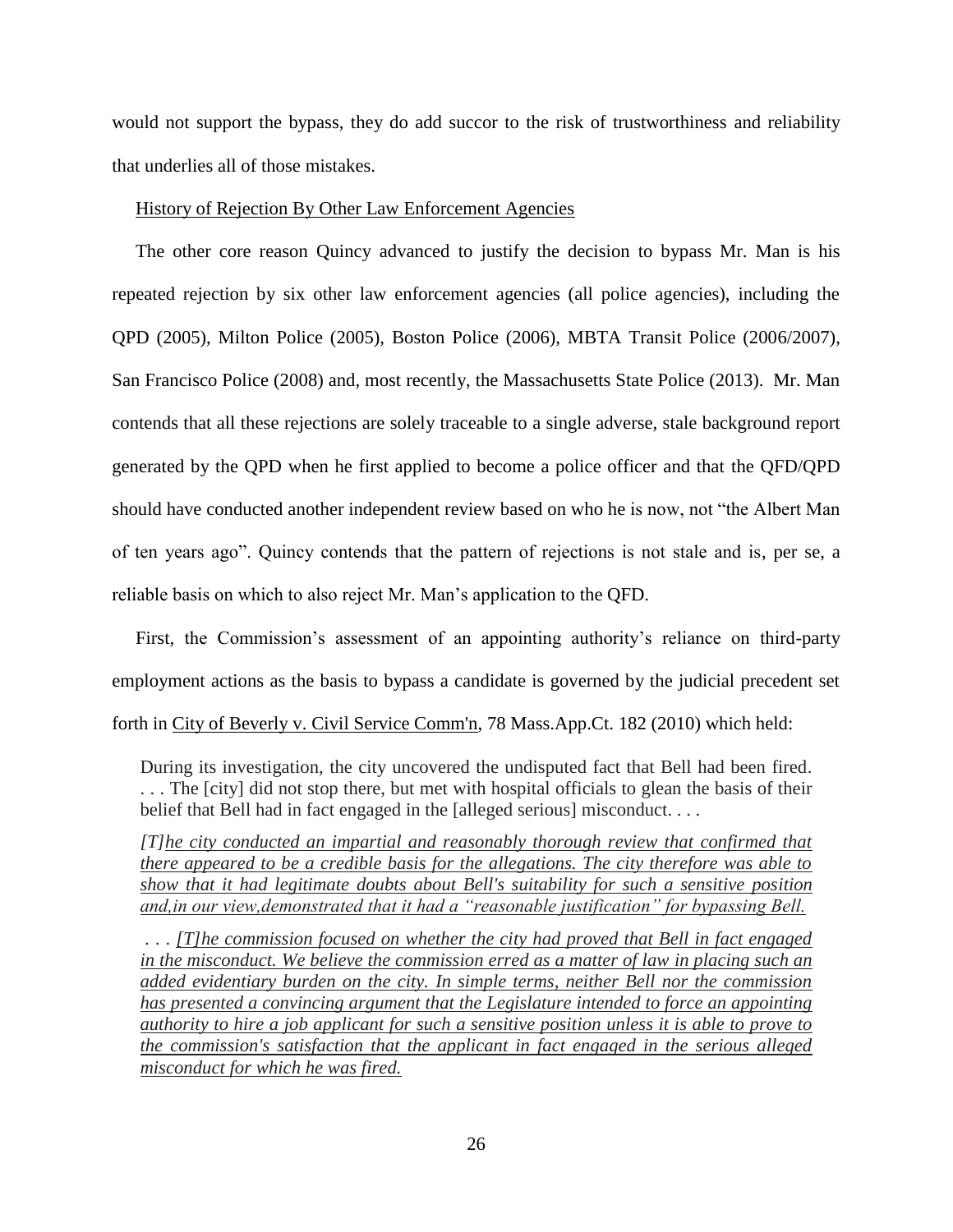would not support the bypass, they do add succor to the risk of trustworthiness and reliability that underlies all of those mistakes.

<u>History of Rejection By Other Law Enforcement Agencies</u>

The other core reason Quincy advanced to justify the decision to bypass Mr. Man is his repeated rejection by six other law enforcement agencies (all police agencies), including the QPD (2005), Milton Police (2005), Boston Police (2006), MBTA Transit Police (2006/2007), San Francisco Police (2008) and, most recently, the Massachusetts State Police (2013). Mr. Man contends that all these rejections are solely traceable to a single adverse, stale background report generated by the QPD when he first applied to become a police officer and that the QFD/QPD should have conducted another independent review based on who he is now, not "the Albert Man of ten years ago". Quincy contends that the pattern of rejections is not stale and is, per se, a reliable basis on which to also reject Mr. Man's application to the QFD.

First, the Commission's assessment of an appointing authority's reliance on third-party employment actions as the basis to bypass a candidate is governed by the judicial precedent set forth in <u>City of Beverly v. Civil Service Comm'n</u>, 78 Mass.App.Ct. 182 (2010) which held:

> During its investigation, the city uncovered the undisputed fact that Bell had been fired. . . . The [city] did not stop there, but met with hospital officials to glean the basis of their belief that Bell had in fact engaged in the [alleged serious] misconduct. . . .
>
> *[T]<u>he city conducted an impartial and reasonably thorough review that confirmed that there appeared to be a credible basis for the allegations. The city therefore was able to show that it had legitimate doubts about Bell's suitability for such a sensitive position and,in our view,demonstrated that it had a "reasonable justification" for bypassing Bell.</u>*
>
> . . . *<u>[T]he commission focused on whether the city had proved that Bell in fact engaged in the misconduct. We believe the commission erred as a matter of law in placing such an added evidentiary burden on the city. In simple terms, neither Bell nor the commission has presented a convincing argument that the Legislature intended to force an appointing authority to hire a job applicant for such a sensitive position unless it is able to prove to the commission's satisfaction that the applicant in fact engaged in the serious alleged misconduct for which he was fired.</u>*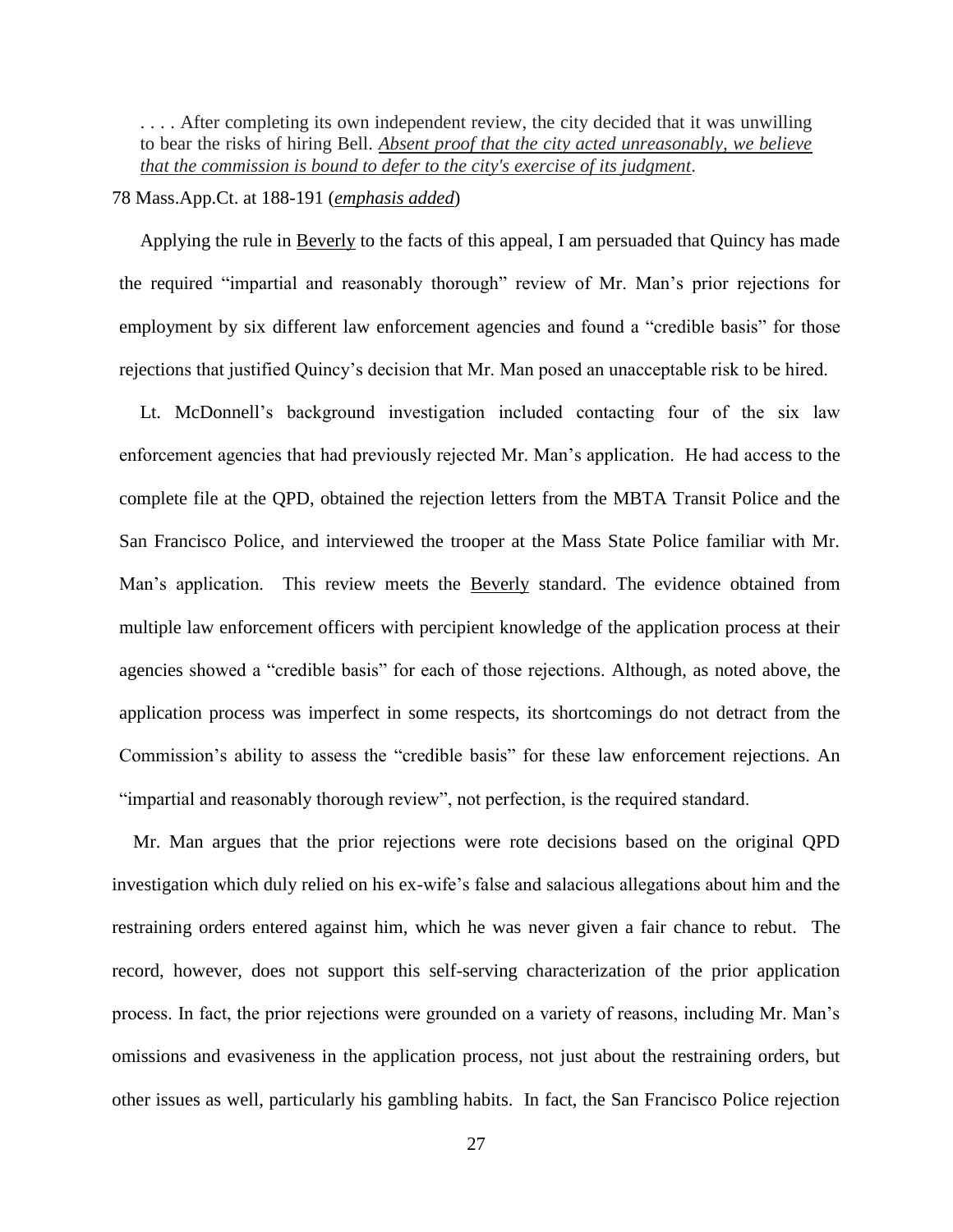> . . . . After completing its own independent review, the city decided that it was unwilling to bear the risks of hiring Bell. ***Absent proof that the city acted unreasonably, we believe that the commission is bound to defer to the city's exercise of its judgment***.

78 Mass.App.Ct. at 188-191 (***emphasis added***)

Applying the rule in Beverly to the facts of this appeal, I am persuaded that Quincy has made the required "impartial and reasonably thorough" review of Mr. Man's prior rejections for employment by six different law enforcement agencies and found a "credible basis" for those rejections that justified Quincy's decision that Mr. Man posed an unacceptable risk to be hired.

Lt. McDonnell's background investigation included contacting four of the six law enforcement agencies that had previously rejected Mr. Man's application. He had access to the complete file at the QPD, obtained the rejection letters from the MBTA Transit Police and the San Francisco Police, and interviewed the trooper at the Mass State Police familiar with Mr. Man's application. This review meets the Beverly standard. The evidence obtained from multiple law enforcement officers with percipient knowledge of the application process at their agencies showed a "credible basis" for each of those rejections. Although, as noted above, the application process was imperfect in some respects, its shortcomings do not detract from the Commission's ability to assess the "credible basis" for these law enforcement rejections. An "impartial and reasonably thorough review", not perfection, is the required standard.

Mr. Man argues that the prior rejections were rote decisions based on the original QPD investigation which duly relied on his ex-wife's false and salacious allegations about him and the restraining orders entered against him, which he was never given a fair chance to rebut. The record, however, does not support this self-serving characterization of the prior application process. In fact, the prior rejections were grounded on a variety of reasons, including Mr. Man's omissions and evasiveness in the application process, not just about the restraining orders, but other issues as well, particularly his gambling habits. In fact, the San Francisco Police rejection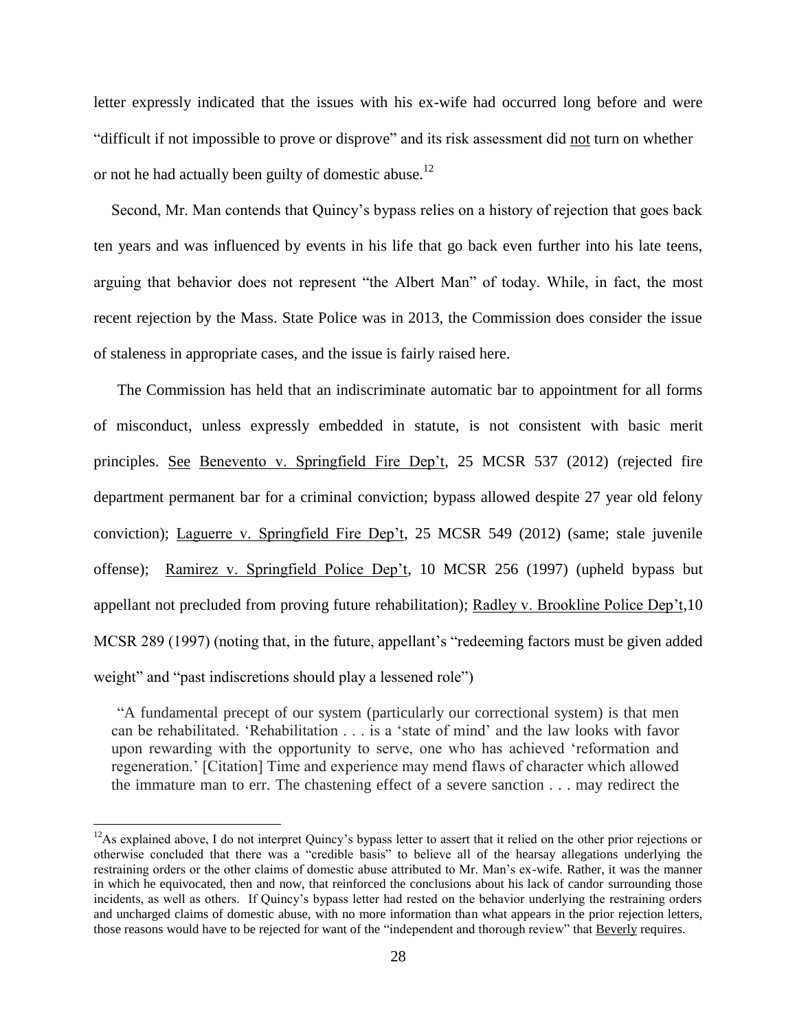letter expressly indicated that the issues with his ex-wife had occurred long before and were "difficult if not impossible to prove or disprove" and its risk assessment did not turn on whether or not he had actually been guilty of domestic abuse.[12]

Second, Mr. Man contends that Quincy's bypass relies on a history of rejection that goes back ten years and was influenced by events in his life that go back even further into his late teens, arguing that behavior does not represent "the Albert Man" of today. While, in fact, the most recent rejection by the Mass. State Police was in 2013, the Commission does consider the issue of staleness in appropriate cases, and the issue is fairly raised here.

The Commission has held that an indiscriminate automatic bar to appointment for all forms of misconduct, unless expressly embedded in statute, is not consistent with basic merit principles. See Benevento v. Springfield Fire Dep't, 25 MCSR 537 (2012) (rejected fire department permanent bar for a criminal conviction; bypass allowed despite 27 year old felony conviction); Laguerre v. Springfield Fire Dep't, 25 MCSR 549 (2012) (same; stale juvenile offense); Ramirez v. Springfield Police Dep't, 10 MCSR 256 (1997) (upheld bypass but appellant not precluded from proving future rehabilitation); Radley v. Brookline Police Dep't,10 MCSR 289 (1997) (noting that, in the future, appellant's "redeeming factors must be given added weight" and "past indiscretions should play a lessened role")

> "A fundamental precept of our system (particularly our correctional system) is that men can be rehabilitated. 'Rehabilitation . . . is a 'state of mind' and the law looks with favor upon rewarding with the opportunity to serve, one who has achieved 'reformation and regeneration.' [Citation] Time and experience may mend flaws of character which allowed the immature man to err. The chastening effect of a severe sanction . . . may redirect the

[12] As explained above, I do not interpret Quincy's bypass letter to assert that it relied on the other prior rejections or otherwise concluded that there was a "credible basis" to believe all of the hearsay allegations underlying the restraining orders or the other claims of domestic abuse attributed to Mr. Man's ex-wife. Rather, it was the manner in which he equivocated, then and now, that reinforced the conclusions about his lack of candor surrounding those incidents, as well as others. If Quincy's bypass letter had rested on the behavior underlying the restraining orders and uncharged claims of domestic abuse, with no more information than what appears in the prior rejection letters, those reasons would have to be rejected for want of the "independent and thorough review" that Beverly requires.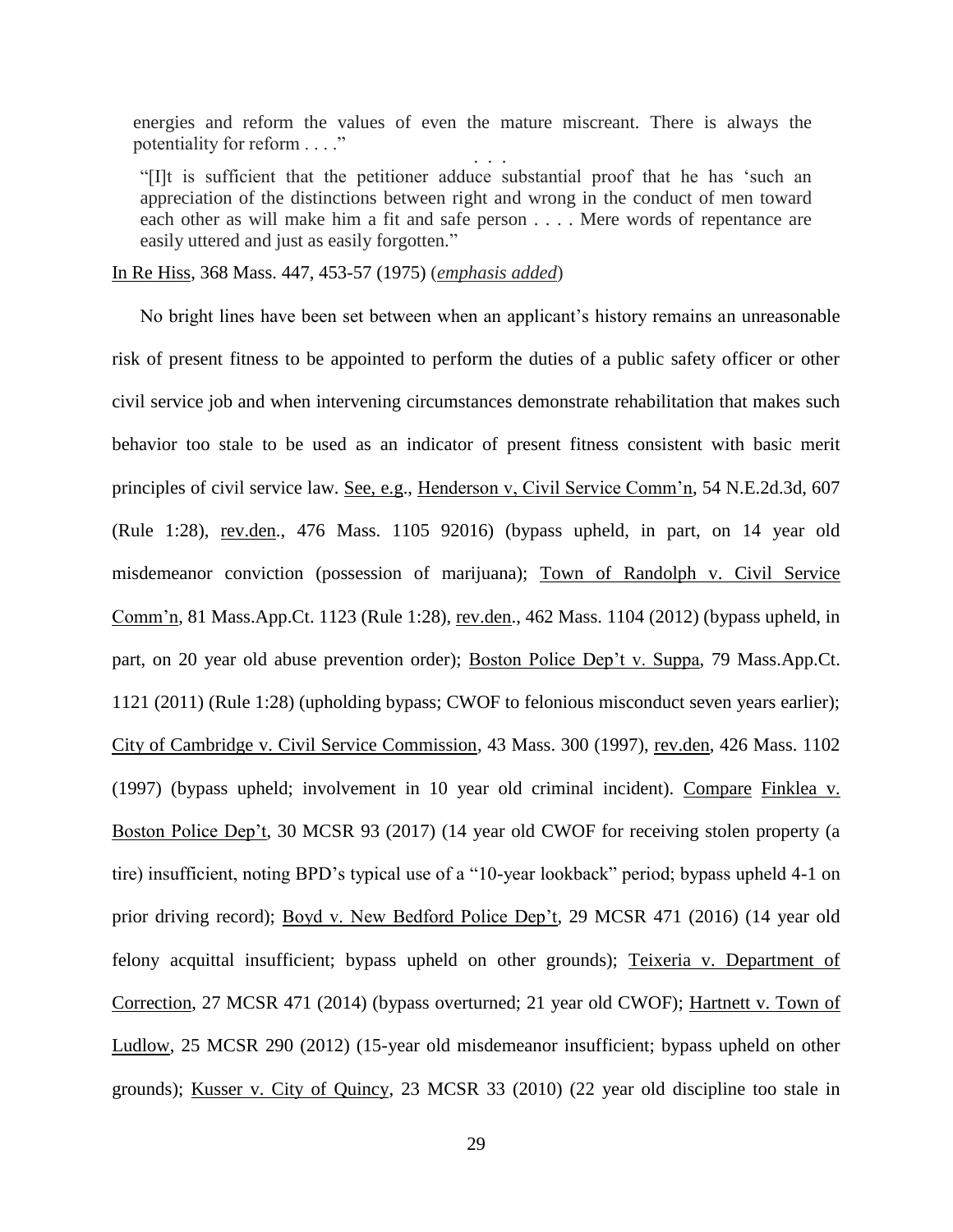energies and reform the values of even the mature miscreant. There is always the potentiality for reform . . . ."

. . .

"[I]t is sufficient that the petitioner adduce substantial proof that he has 'such an appreciation of the distinctions between right and wrong in the conduct of men toward each other as will make him a fit and safe person . . . . Mere words of repentance are easily uttered and just as easily forgotten."

In Re Hiss, 368 Mass. 447, 453-57 (1975) (*emphasis added*)

No bright lines have been set between when an applicant's history remains an unreasonable risk of present fitness to be appointed to perform the duties of a public safety officer or other civil service job and when intervening circumstances demonstrate rehabilitation that makes such behavior too stale to be used as an indicator of present fitness consistent with basic merit principles of civil service law. See, e.g., Henderson v, Civil Service Comm'n, 54 N.E.2d.3d, 607 (Rule 1:28), rev.den., 476 Mass. 1105 92016) (bypass upheld, in part, on 14 year old misdemeanor conviction (possession of marijuana); Town of Randolph v. Civil Service Comm'n, 81 Mass.App.Ct. 1123 (Rule 1:28), rev.den., 462 Mass. 1104 (2012) (bypass upheld, in part, on 20 year old abuse prevention order); Boston Police Dep't v. Suppa, 79 Mass.App.Ct. 1121 (2011) (Rule 1:28) (upholding bypass; CWOF to felonious misconduct seven years earlier); City of Cambridge v. Civil Service Commission, 43 Mass. 300 (1997), rev.den, 426 Mass. 1102 (1997) (bypass upheld; involvement in 10 year old criminal incident). Compare Finklea v. Boston Police Dep't, 30 MCSR 93 (2017) (14 year old CWOF for receiving stolen property (a tire) insufficient, noting BPD's typical use of a "10-year lookback" period; bypass upheld 4-1 on prior driving record); Boyd v. New Bedford Police Dep't, 29 MCSR 471 (2016) (14 year old felony acquittal insufficient; bypass upheld on other grounds); Teixeria v. Department of Correction, 27 MCSR 471 (2014) (bypass overturned; 21 year old CWOF); Hartnett v. Town of Ludlow, 25 MCSR 290 (2012) (15-year old misdemeanor insufficient; bypass upheld on other grounds); Kusser v. City of Quincy, 23 MCSR 33 (2010) (22 year old discipline too stale in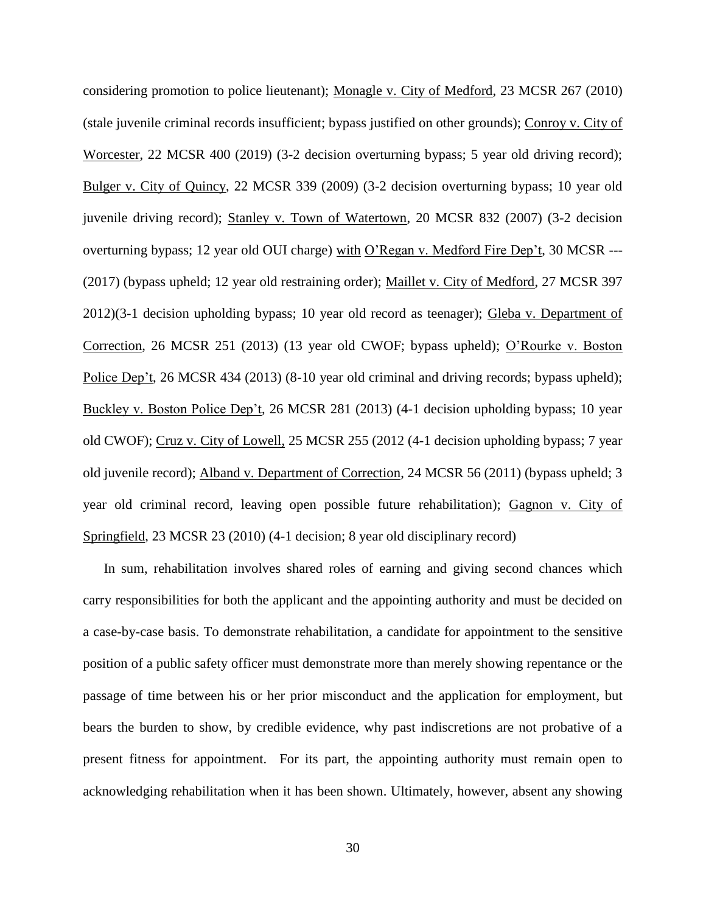considering promotion to police lieutenant); Monagle v. City of Medford, 23 MCSR 267 (2010) (stale juvenile criminal records insufficient; bypass justified on other grounds); Conroy v. City of Worcester, 22 MCSR 400 (2019) (3-2 decision overturning bypass; 5 year old driving record); Bulger v. City of Quincy, 22 MCSR 339 (2009) (3-2 decision overturning bypass; 10 year old juvenile driving record); Stanley v. Town of Watertown, 20 MCSR 832 (2007) (3-2 decision overturning bypass; 12 year old OUI charge) with O'Regan v. Medford Fire Dep't, 30 MCSR --- (2017) (bypass upheld; 12 year old restraining order); Maillet v. City of Medford, 27 MCSR 397 2012)(3-1 decision upholding bypass; 10 year old record as teenager); Gleba v. Department of Correction, 26 MCSR 251 (2013) (13 year old CWOF; bypass upheld); O'Rourke v. Boston Police Dep't, 26 MCSR 434 (2013) (8-10 year old criminal and driving records; bypass upheld); Buckley v. Boston Police Dep't, 26 MCSR 281 (2013) (4-1 decision upholding bypass; 10 year old CWOF); Cruz v. City of Lowell, 25 MCSR 255 (2012 (4-1 decision upholding bypass; 7 year old juvenile record); Alband v. Department of Correction, 24 MCSR 56 (2011) (bypass upheld; 3 year old criminal record, leaving open possible future rehabilitation); Gagnon v. City of Springfield, 23 MCSR 23 (2010) (4-1 decision; 8 year old disciplinary record)

In sum, rehabilitation involves shared roles of earning and giving second chances which carry responsibilities for both the applicant and the appointing authority and must be decided on a case-by-case basis. To demonstrate rehabilitation, a candidate for appointment to the sensitive position of a public safety officer must demonstrate more than merely showing repentance or the passage of time between his or her prior misconduct and the application for employment, but bears the burden to show, by credible evidence, why past indiscretions are not probative of a present fitness for appointment. For its part, the appointing authority must remain open to acknowledging rehabilitation when it has been shown. Ultimately, however, absent any showing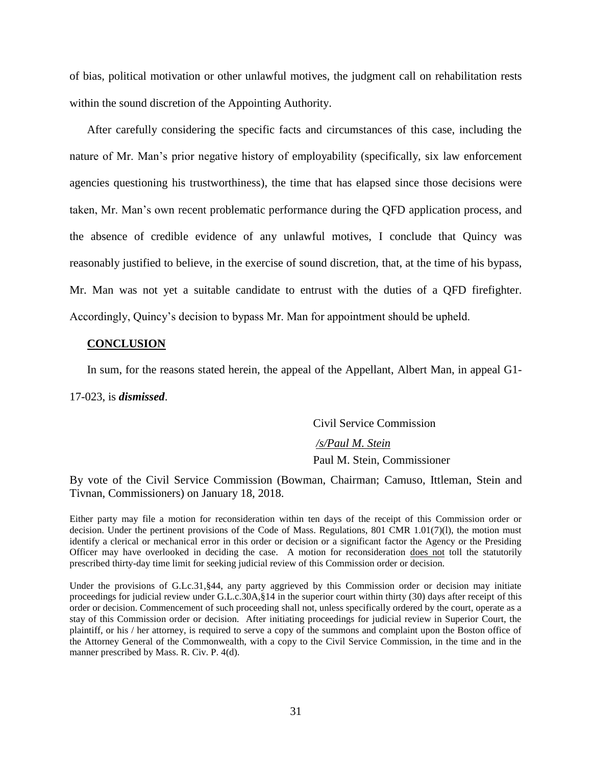of bias, political motivation or other unlawful motives, the judgment call on rehabilitation rests within the sound discretion of the Appointing Authority.

After carefully considering the specific facts and circumstances of this case, including the nature of Mr. Man's prior negative history of employability (specifically, six law enforcement agencies questioning his trustworthiness), the time that has elapsed since those decisions were taken, Mr. Man's own recent problematic performance during the QFD application process, and the absence of credible evidence of any unlawful motives, I conclude that Quincy was reasonably justified to believe, in the exercise of sound discretion, that, at the time of his bypass, Mr. Man was not yet a suitable candidate to entrust with the duties of a QFD firefighter. Accordingly, Quincy's decision to bypass Mr. Man for appointment should be upheld.

**CONCLUSION**

In sum, for the reasons stated herein, the appeal of the Appellant, Albert Man, in appeal G1-17-023, is ***dismissed***.

Civil Service Commission

*/s/Paul M. Stein*

Paul M. Stein, Commissioner

By vote of the Civil Service Commission (Bowman, Chairman; Camuso, Ittleman, Stein and Tivnan, Commissioners) on January 18, 2018.

Either party may file a motion for reconsideration within ten days of the receipt of this Commission order or decision. Under the pertinent provisions of the Code of Mass. Regulations, 801 CMR 1.01(7)(l), the motion must identify a clerical or mechanical error in this order or decision or a significant factor the Agency or the Presiding Officer may have overlooked in deciding the case. A motion for reconsideration does not toll the statutorily prescribed thirty-day time limit for seeking judicial review of this Commission order or decision.

Under the provisions of G.Lc.31,§44, any party aggrieved by this Commission order or decision may initiate proceedings for judicial review under G.L.c.30A,§14 in the superior court within thirty (30) days after receipt of this order or decision. Commencement of such proceeding shall not, unless specifically ordered by the court, operate as a stay of this Commission order or decision. After initiating proceedings for judicial review in Superior Court, the plaintiff, or his / her attorney, is required to serve a copy of the summons and complaint upon the Boston office of the Attorney General of the Commonwealth, with a copy to the Civil Service Commission, in the time and in the manner prescribed by Mass. R. Civ. P. 4(d).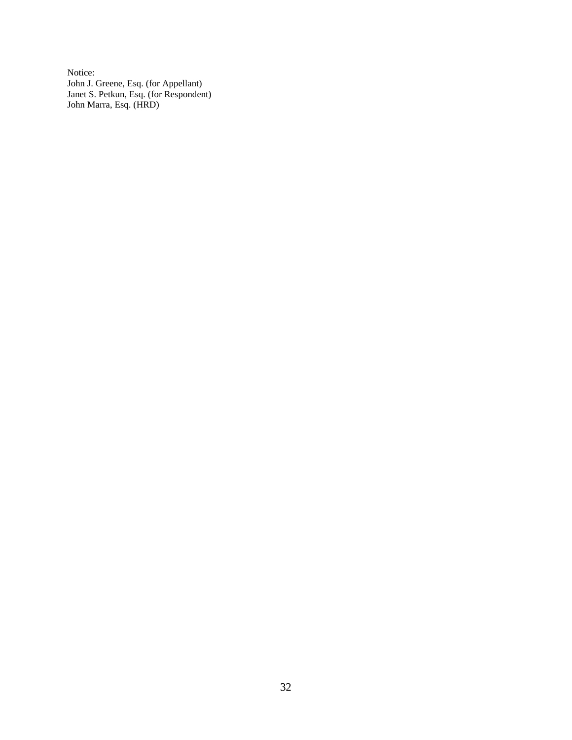Notice:
John J. Greene, Esq. (for Appellant)
Janet S. Petkun, Esq. (for Respondent)
John Marra, Esq. (HRD)